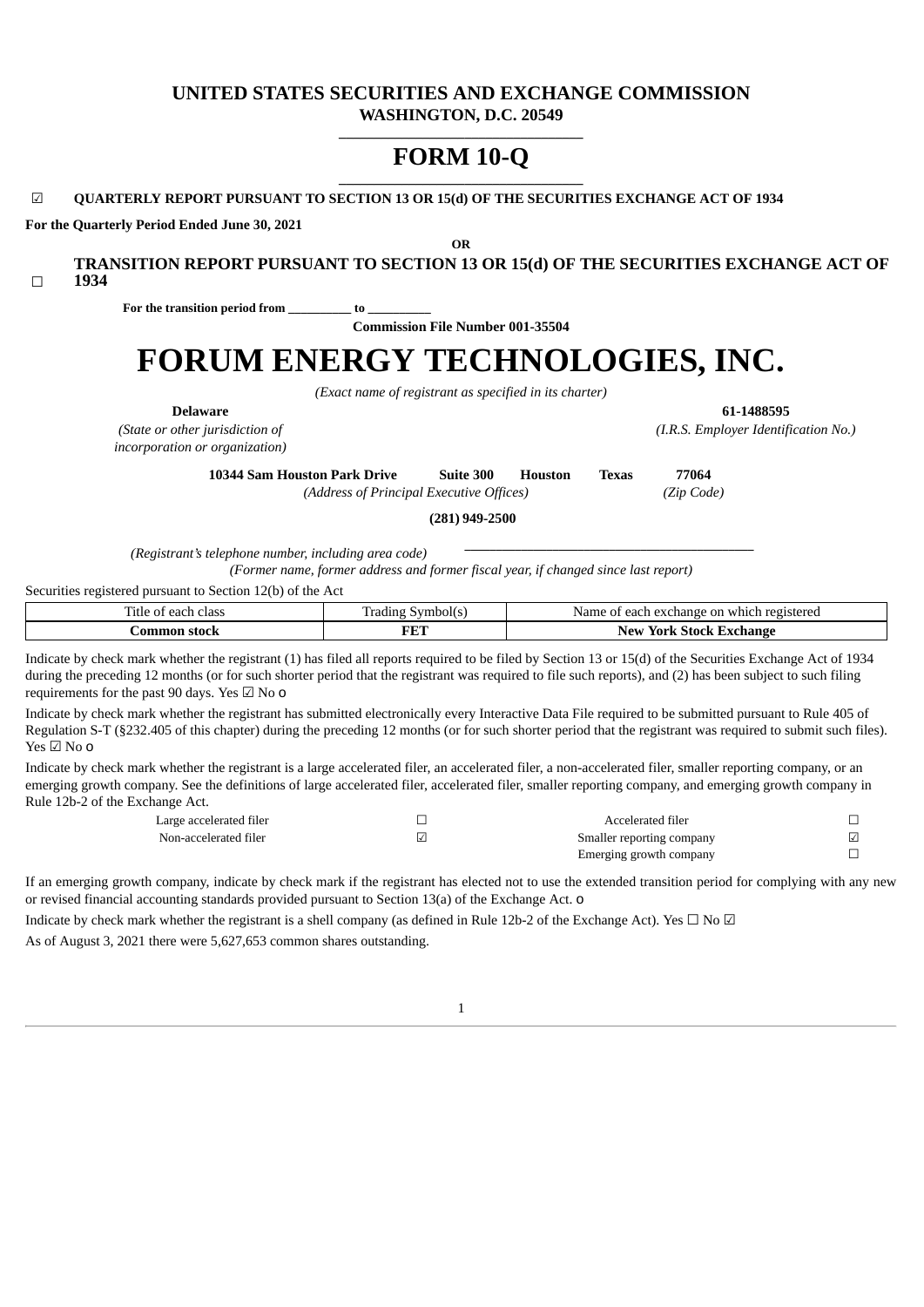# UNITED STATES SECURITIES AND EXCHANGE COMMISSION

**WASHINGTON, D.C. 20549**

# FORM 10-Q

☑ **QUARTERLY REPORT PURSUANT TO SECTION 13 OR 15(d) OF THE SECURITIES EXCHANGE ACT OF 1934**

**For the Quarterly Period Ended June 30, 2021**

**OR**

☐ **TRANSITION REPORT PURSUANT TO SECTION 13 OR 15(d) OF THE SECURITIES EXCHANGE ACT OF 1934**

**For the transition period from __________ to __________**

**Commission File Number 001-35504**

# FORUM ENERGY TECHNOLOGIES, INC.

*(Exact name of registrant as specified in its charter)*

| **Delaware** | **61-1488595** |
|---|---|
| *(State or other jurisdiction of incorporation or organization)* | *(I.R.S. Employer Identification No.)* |

**10344 Sam Houston Park Drive Suite 300 Houston Texas 77064**

*(Address of Principal Executive Offices)* *(Zip Code)*

**(281) 949-2500**

*(Registrant's telephone number, including area code)*

*(Former name, former address and former fiscal year, if changed since last report)*

Securities registered pursuant to Section 12(b) of the Act

| Title of each class | Trading Symbol(s) | Name of each exchange on which registered |
|---|---|---|
| **Common stock** | **FET** | **New York Stock Exchange** |

Indicate by check mark whether the registrant (1) has filed all reports required to be filed by Section 13 or 15(d) of the Securities Exchange Act of 1934 during the preceding 12 months (or for such shorter period that the registrant was required to file such reports), and (2) has been subject to such filing requirements for the past 90 days. Yes ☑ No o

Indicate by check mark whether the registrant has submitted electronically every Interactive Data File required to be submitted pursuant to Rule 405 of Regulation S-T (§232.405 of this chapter) during the preceding 12 months (or for such shorter period that the registrant was required to submit such files). Yes ☑ No o

Indicate by check mark whether the registrant is a large accelerated filer, an accelerated filer, a non-accelerated filer, smaller reporting company, or an emerging growth company. See the definitions of large accelerated filer, accelerated filer, smaller reporting company, and emerging growth company in Rule 12b-2 of the Exchange Act.

| | | | |
|---|---|---|---|
| Large accelerated filer | ☐ | Accelerated filer | ☐ |
| Non-accelerated filer | ☑ | Smaller reporting company | ☑ |
| | | Emerging growth company | ☐ |

If an emerging growth company, indicate by check mark if the registrant has elected not to use the extended transition period for complying with any new or revised financial accounting standards provided pursuant to Section 13(a) of the Exchange Act. o

Indicate by check mark whether the registrant is a shell company (as defined in Rule 12b-2 of the Exchange Act). Yes ☐ No ☑

As of August 3, 2021 there were 5,627,653 common shares outstanding.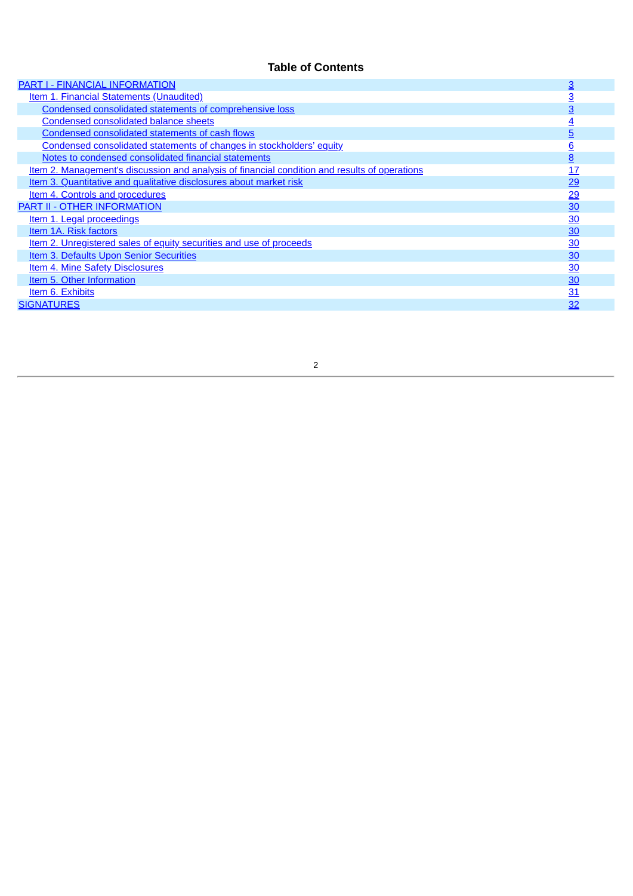## Table of Contents

| | |
|---|---|
| PART I - FINANCIAL INFORMATION | 3 |
| Item 1. Financial Statements (Unaudited) | 3 |
| Condensed consolidated statements of comprehensive loss | 3 |
| Condensed consolidated balance sheets | 4 |
| Condensed consolidated statements of cash flows | 5 |
| Condensed consolidated statements of changes in stockholders' equity | 6 |
| Notes to condensed consolidated financial statements | 8 |
| Item 2. Management's discussion and analysis of financial condition and results of operations | 17 |
| Item 3. Quantitative and qualitative disclosures about market risk | 29 |
| Item 4. Controls and procedures | 29 |
| PART II - OTHER INFORMATION | 30 |
| Item 1. Legal proceedings | 30 |
| Item 1A. Risk factors | 30 |
| Item 2. Unregistered sales of equity securities and use of proceeds | 30 |
| Item 3. Defaults Upon Senior Securities | 30 |
| Item 4. Mine Safety Disclosures | 30 |
| Item 5. Other Information | 30 |
| Item 6. Exhibits | 31 |
| SIGNATURES | 32 |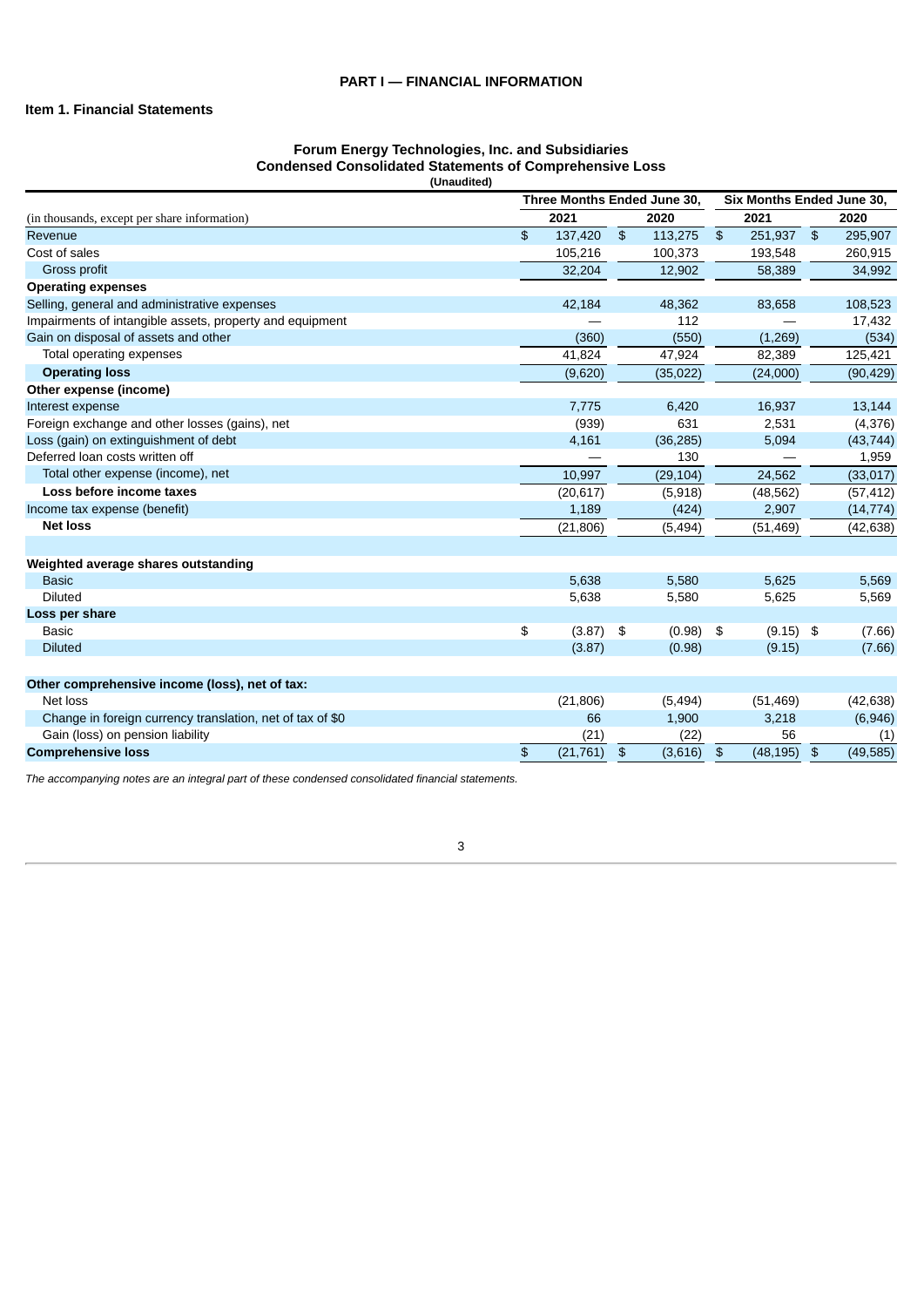# PART I — FINANCIAL INFORMATION

## Item 1. Financial Statements

### Forum Energy Technologies, Inc. and Subsidiaries
### Condensed Consolidated Statements of Comprehensive Loss
**(Unaudited)**

| (in thousands, except per share information) | Three Months Ended June 30, 2021 | Three Months Ended June 30, 2020 | Six Months Ended June 30, 2021 | Six Months Ended June 30, 2020 |
|---|---|---|---|---|
| Revenue | $ 137,420 | $ 113,275 | $ 251,937 | $ 295,907 |
| Cost of sales | 105,216 | 100,373 | 193,548 | 260,915 |
| Gross profit | 32,204 | 12,902 | 58,389 | 34,992 |
| **Operating expenses** | | | | |
| Selling, general and administrative expenses | 42,184 | 48,362 | 83,658 | 108,523 |
| Impairments of intangible assets, property and equipment | — | 112 | — | 17,432 |
| Gain on disposal of assets and other | (360) | (550) | (1,269) | (534) |
| Total operating expenses | 41,824 | 47,924 | 82,389 | 125,421 |
| **Operating loss** | (9,620) | (35,022) | (24,000) | (90,429) |
| **Other expense (income)** | | | | |
| Interest expense | 7,775 | 6,420 | 16,937 | 13,144 |
| Foreign exchange and other losses (gains), net | (939) | 631 | 2,531 | (4,376) |
| Loss (gain) on extinguishment of debt | 4,161 | (36,285) | 5,094 | (43,744) |
| Deferred loan costs written off | — | 130 | — | 1,959 |
| Total other expense (income), net | 10,997 | (29,104) | 24,562 | (33,017) |
| **Loss before income taxes** | (20,617) | (5,918) | (48,562) | (57,412) |
| Income tax expense (benefit) | 1,189 | (424) | 2,907 | (14,774) |
| **Net loss** | (21,806) | (5,494) | (51,469) | (42,638) |
| | | | | |
| **Weighted average shares outstanding** | | | | |
| Basic | 5,638 | 5,580 | 5,625 | 5,569 |
| Diluted | 5,638 | 5,580 | 5,625 | 5,569 |
| **Loss per share** | | | | |
| Basic | $ (3.87) | $ (0.98) | $ (9.15) | $ (7.66) |
| Diluted | (3.87) | (0.98) | (9.15) | (7.66) |
| | | | | |
| **Other comprehensive income (loss), net of tax:** | | | | |
| Net loss | (21,806) | (5,494) | (51,469) | (42,638) |
| Change in foreign currency translation, net of tax of $0 | 66 | 1,900 | 3,218 | (6,946) |
| Gain (loss) on pension liability | (21) | (22) | 56 | (1) |
| **Comprehensive loss** | $ (21,761) | $ (3,616) | $ (48,195) | $ (49,585) |

*The accompanying notes are an integral part of these condensed consolidated financial statements.*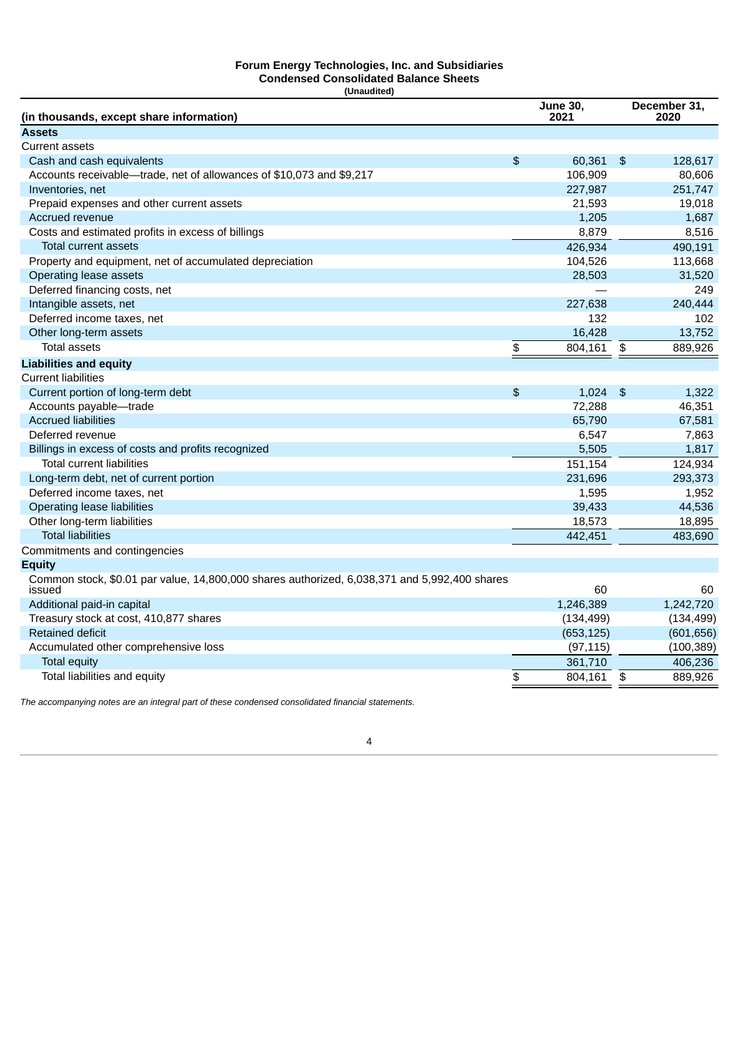**Forum Energy Technologies, Inc. and Subsidiaries**
**Condensed Consolidated Balance Sheets**
**(Unaudited)**

| (in thousands, except share information) | June 30, 2021 | December 31, 2020 |
|---|---|---|
| **Assets** | | |
| Current assets | | |
| Cash and cash equivalents | $ 60,361 | $ 128,617 |
| Accounts receivable—trade, net of allowances of $10,073 and $9,217 | 106,909 | 80,606 |
| Inventories, net | 227,987 | 251,747 |
| Prepaid expenses and other current assets | 21,593 | 19,018 |
| Accrued revenue | 1,205 | 1,687 |
| Costs and estimated profits in excess of billings | 8,879 | 8,516 |
| Total current assets | 426,934 | 490,191 |
| Property and equipment, net of accumulated depreciation | 104,526 | 113,668 |
| Operating lease assets | 28,503 | 31,520 |
| Deferred financing costs, net | — | 249 |
| Intangible assets, net | 227,638 | 240,444 |
| Deferred income taxes, net | 132 | 102 |
| Other long-term assets | 16,428 | 13,752 |
| Total assets | $ 804,161 | $ 889,926 |
| **Liabilities and equity** | | |
| Current liabilities | | |
| Current portion of long-term debt | $ 1,024 | $ 1,322 |
| Accounts payable—trade | 72,288 | 46,351 |
| Accrued liabilities | 65,790 | 67,581 |
| Deferred revenue | 6,547 | 7,863 |
| Billings in excess of costs and profits recognized | 5,505 | 1,817 |
| Total current liabilities | 151,154 | 124,934 |
| Long-term debt, net of current portion | 231,696 | 293,373 |
| Deferred income taxes, net | 1,595 | 1,952 |
| Operating lease liabilities | 39,433 | 44,536 |
| Other long-term liabilities | 18,573 | 18,895 |
| Total liabilities | 442,451 | 483,690 |
| Commitments and contingencies | | |
| **Equity** | | |
| Common stock, $0.01 par value, 14,800,000 shares authorized, 6,038,371 and 5,992,400 shares issued | 60 | 60 |
| Additional paid-in capital | 1,246,389 | 1,242,720 |
| Treasury stock at cost, 410,877 shares | (134,499) | (134,499) |
| Retained deficit | (653,125) | (601,656) |
| Accumulated other comprehensive loss | (97,115) | (100,389) |
| Total equity | 361,710 | 406,236 |
| Total liabilities and equity | $ 804,161 | $ 889,926 |

*The accompanying notes are an integral part of these condensed consolidated financial statements.*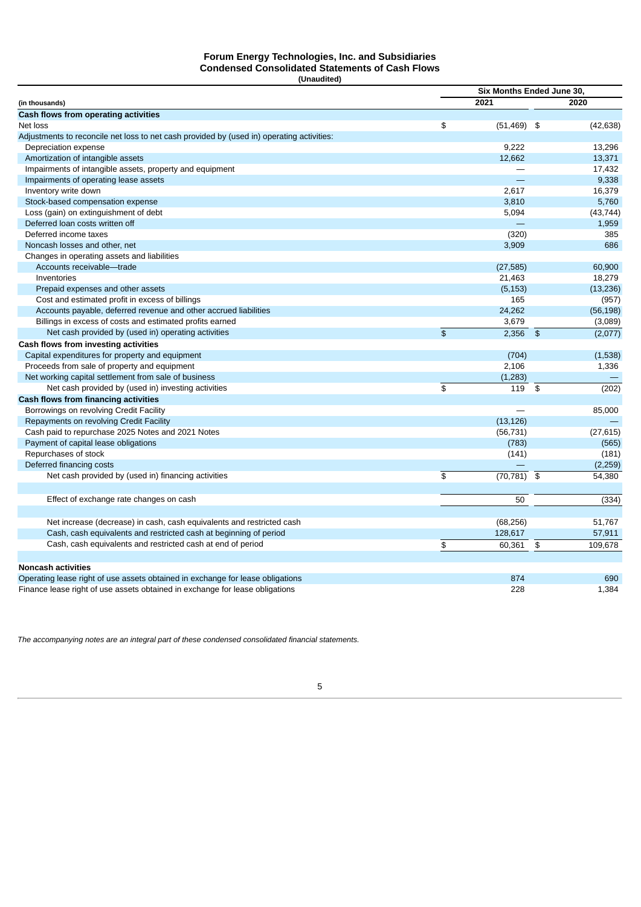# Forum Energy Technologies, Inc. and Subsidiaries
## Condensed Consolidated Statements of Cash Flows
**(Unaudited)**

| (in thousands) | Six Months Ended June 30, 2021 | 2020 |
|---|---|---|
| **Cash flows from operating activities** | | |
| Net loss | $ (51,469) | $ (42,638) |
| Adjustments to reconcile net loss to net cash provided by (used in) operating activities: | | |
| Depreciation expense | 9,222 | 13,296 |
| Amortization of intangible assets | 12,662 | 13,371 |
| Impairments of intangible assets, property and equipment | — | 17,432 |
| Impairments of operating lease assets | — | 9,338 |
| Inventory write down | 2,617 | 16,379 |
| Stock-based compensation expense | 3,810 | 5,760 |
| Loss (gain) on extinguishment of debt | 5,094 | (43,744) |
| Deferred loan costs written off | — | 1,959 |
| Deferred income taxes | (320) | 385 |
| Noncash losses and other, net | 3,909 | 686 |
| Changes in operating assets and liabilities | | |
| Accounts receivable—trade | (27,585) | 60,900 |
| Inventories | 21,463 | 18,279 |
| Prepaid expenses and other assets | (5,153) | (13,236) |
| Cost and estimated profit in excess of billings | 165 | (957) |
| Accounts payable, deferred revenue and other accrued liabilities | 24,262 | (56,198) |
| Billings in excess of costs and estimated profits earned | 3,679 | (3,089) |
| Net cash provided by (used in) operating activities | $ 2,356 | $ (2,077) |
| **Cash flows from investing activities** | | |
| Capital expenditures for property and equipment | (704) | (1,538) |
| Proceeds from sale of property and equipment | 2,106 | 1,336 |
| Net working capital settlement from sale of business | (1,283) | — |
| Net cash provided by (used in) investing activities | $ 119 | $ (202) |
| **Cash flows from financing activities** | | |
| Borrowings on revolving Credit Facility | — | 85,000 |
| Repayments on revolving Credit Facility | (13,126) | — |
| Cash paid to repurchase 2025 Notes and 2021 Notes | (56,731) | (27,615) |
| Payment of capital lease obligations | (783) | (565) |
| Repurchases of stock | (141) | (181) |
| Deferred financing costs | — | (2,259) |
| Net cash provided by (used in) financing activities | $ (70,781) | $ 54,380 |
| | | |
| Effect of exchange rate changes on cash | 50 | (334) |
| | | |
| Net increase (decrease) in cash, cash equivalents and restricted cash | (68,256) | 51,767 |
| Cash, cash equivalents and restricted cash at beginning of period | 128,617 | 57,911 |
| Cash, cash equivalents and restricted cash at end of period | $ 60,361 | $ 109,678 |
| | | |
| **Noncash activities** | | |
| Operating lease right of use assets obtained in exchange for lease obligations | 874 | 690 |
| Finance lease right of use assets obtained in exchange for lease obligations | 228 | 1,384 |

*The accompanying notes are an integral part of these condensed consolidated financial statements.*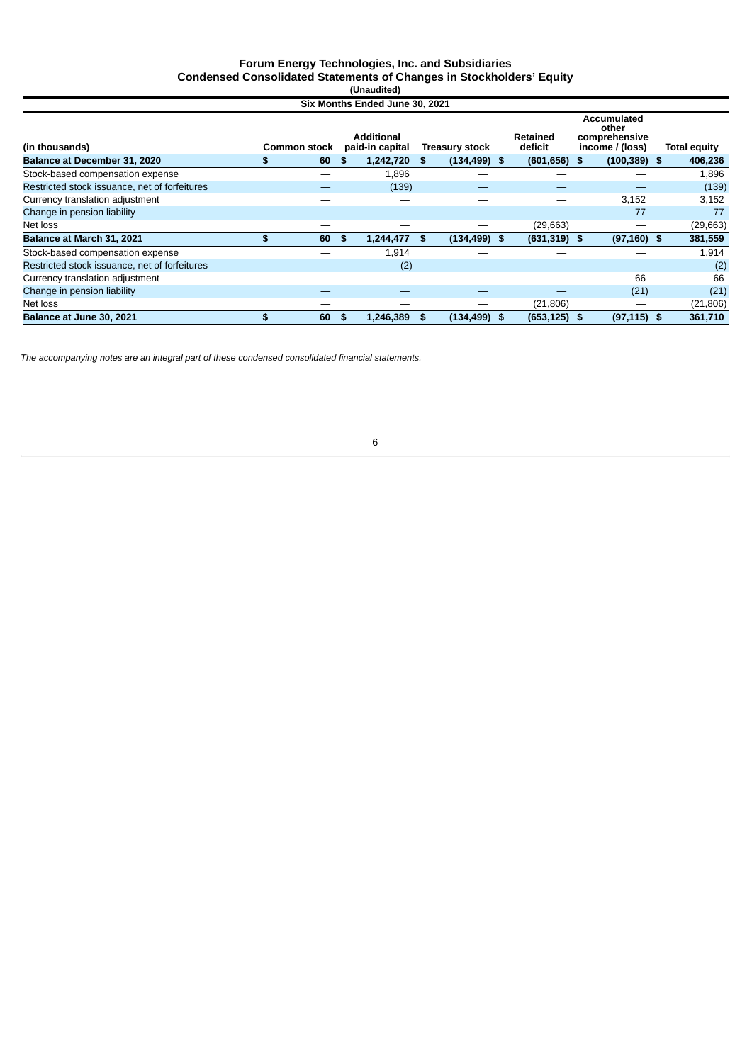# Forum Energy Technologies, Inc. and Subsidiaries
## Condensed Consolidated Statements of Changes in Stockholders' Equity
**(Unaudited)**

| Six Months Ended June 30, 2021 | | | | | | |
|---|---|---|---|---|---|---|
| **(in thousands)** | **Common stock** | **Additional paid-in capital** | **Treasury stock** | **Retained deficit** | **Accumulated other comprehensive income / (loss)** | **Total equity** |
| **Balance at December 31, 2020** | **$ 60** | **$ 1,242,720** | **$ (134,499)** | **$ (601,656)** | **$ (100,389)** | **$ 406,236** |
| Stock-based compensation expense | — | 1,896 | — | — | — | 1,896 |
| Restricted stock issuance, net of forfeitures | — | (139) | — | — | — | (139) |
| Currency translation adjustment | — | — | — | — | 3,152 | 3,152 |
| Change in pension liability | — | — | — | — | 77 | 77 |
| Net loss | — | — | — | (29,663) | — | (29,663) |
| **Balance at March 31, 2021** | **$ 60** | **$ 1,244,477** | **$ (134,499)** | **$ (631,319)** | **$ (97,160)** | **$ 381,559** |
| Stock-based compensation expense | — | 1,914 | — | — | — | 1,914 |
| Restricted stock issuance, net of forfeitures | — | (2) | — | — | — | (2) |
| Currency translation adjustment | — | — | — | — | 66 | 66 |
| Change in pension liability | — | — | — | — | (21) | (21) |
| Net loss | — | — | — | (21,806) | — | (21,806) |
| **Balance at June 30, 2021** | **$ 60** | **$ 1,246,389** | **$ (134,499)** | **$ (653,125)** | **$ (97,115)** | **$ 361,710** |

*The accompanying notes are an integral part of these condensed consolidated financial statements.*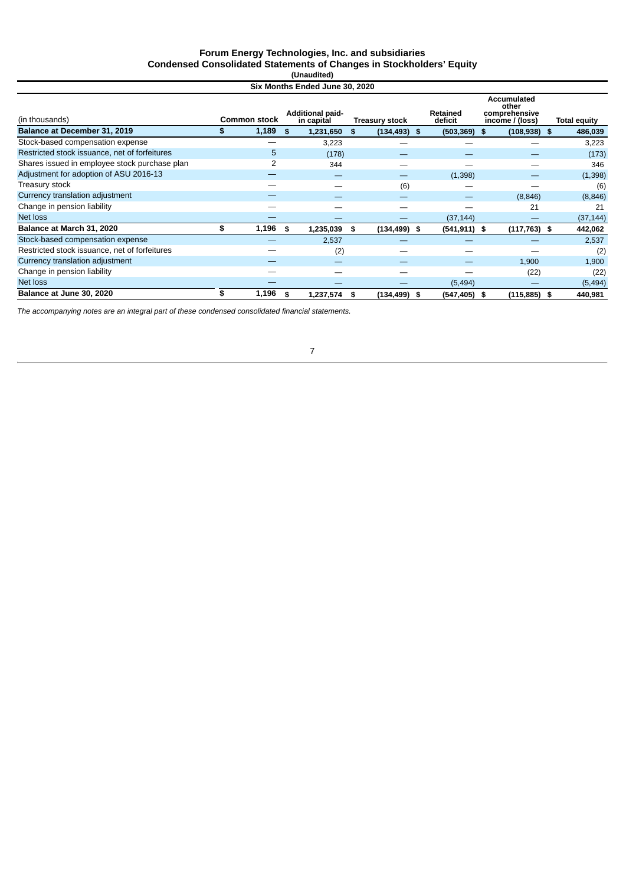# Forum Energy Technologies, Inc. and subsidiaries

## Condensed Consolidated Statements of Changes in Stockholders' Equity

(Unaudited)

| Six Months Ended June 30, 2020 | | | | | | |
|---|---|---|---|---|---|---|
| (in thousands) | Common stock | Additional paid-in capital | Treasury stock | Retained deficit | Accumulated other comprehensive income / (loss) | Total equity |
| **Balance at December 31, 2019** | **$ 1,189** | **$ 1,231,650** | **$ (134,493)** | **$ (503,369)** | **$ (108,938)** | **$ 486,039** |
| Stock-based compensation expense | — | 3,223 | — | — | — | 3,223 |
| Restricted stock issuance, net of forfeitures | 5 | (178) | — | — | — | (173) |
| Shares issued in employee stock purchase plan | 2 | 344 | — | — | — | 346 |
| Adjustment for adoption of ASU 2016-13 | — | — | — | (1,398) | — | (1,398) |
| Treasury stock | — | — | (6) | — | — | (6) |
| Currency translation adjustment | — | — | — | — | (8,846) | (8,846) |
| Change in pension liability | — | — | — | — | 21 | 21 |
| Net loss | — | — | — | (37,144) | — | (37,144) |
| **Balance at March 31, 2020** | **$ 1,196** | **$ 1,235,039** | **$ (134,499)** | **$ (541,911)** | **$ (117,763)** | **$ 442,062** |
| Stock-based compensation expense | — | 2,537 | — | — | — | 2,537 |
| Restricted stock issuance, net of forfeitures | — | (2) | — | — | — | (2) |
| Currency translation adjustment | — | — | — | — | 1,900 | 1,900 |
| Change in pension liability | — | — | — | — | (22) | (22) |
| Net loss | — | — | — | (5,494) | — | (5,494) |
| **Balance at June 30, 2020** | **$ 1,196** | **$ 1,237,574** | **$ (134,499)** | **$ (547,405)** | **$ (115,885)** | **$ 440,981** |

*The accompanying notes are an integral part of these condensed consolidated financial statements.*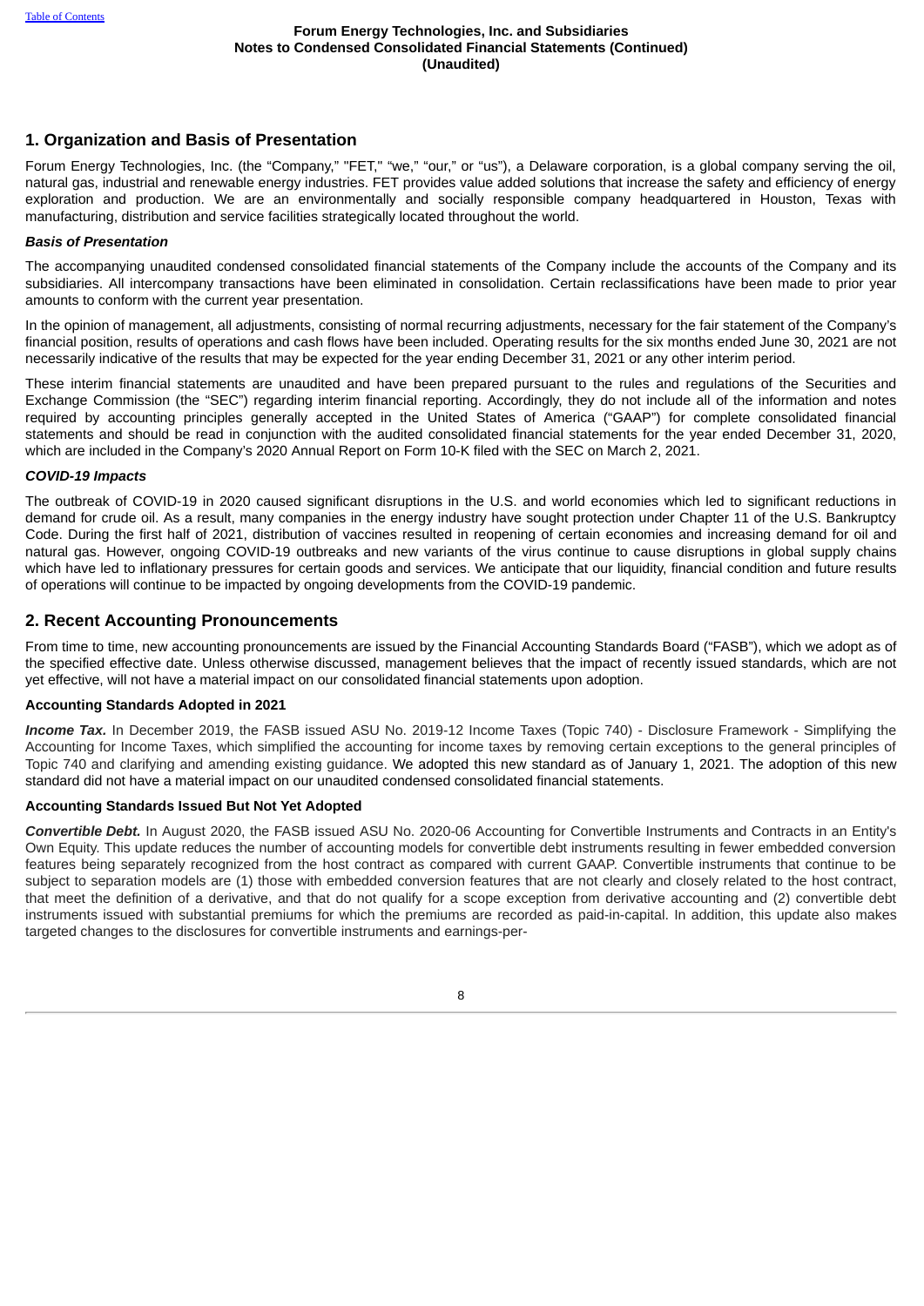## 1. Organization and Basis of Presentation

Forum Energy Technologies, Inc. (the “Company,” "FET," “we,” “our,” or “us”), a Delaware corporation, is a global company serving the oil, natural gas, industrial and renewable energy industries. FET provides value added solutions that increase the safety and efficiency of energy exploration and production. We are an environmentally and socially responsible company headquartered in Houston, Texas with manufacturing, distribution and service facilities strategically located throughout the world.

### *Basis of Presentation*

The accompanying unaudited condensed consolidated financial statements of the Company include the accounts of the Company and its subsidiaries. All intercompany transactions have been eliminated in consolidation. Certain reclassifications have been made to prior year amounts to conform with the current year presentation.

In the opinion of management, all adjustments, consisting of normal recurring adjustments, necessary for the fair statement of the Company’s financial position, results of operations and cash flows have been included. Operating results for the six months ended June 30, 2021 are not necessarily indicative of the results that may be expected for the year ending December 31, 2021 or any other interim period.

These interim financial statements are unaudited and have been prepared pursuant to the rules and regulations of the Securities and Exchange Commission (the “SEC”) regarding interim financial reporting. Accordingly, they do not include all of the information and notes required by accounting principles generally accepted in the United States of America (“GAAP”) for complete consolidated financial statements and should be read in conjunction with the audited consolidated financial statements for the year ended December 31, 2020, which are included in the Company’s 2020 Annual Report on Form 10-K filed with the SEC on March 2, 2021.

### *COVID-19 Impacts*

The outbreak of COVID-19 in 2020 caused significant disruptions in the U.S. and world economies which led to significant reductions in demand for crude oil. As a result, many companies in the energy industry have sought protection under Chapter 11 of the U.S. Bankruptcy Code. During the first half of 2021, distribution of vaccines resulted in reopening of certain economies and increasing demand for oil and natural gas. However, ongoing COVID-19 outbreaks and new variants of the virus continue to cause disruptions in global supply chains which have led to inflationary pressures for certain goods and services. We anticipate that our liquidity, financial condition and future results of operations will continue to be impacted by ongoing developments from the COVID-19 pandemic.

## 2. Recent Accounting Pronouncements

From time to time, new accounting pronouncements are issued by the Financial Accounting Standards Board (“FASB”), which we adopt as of the specified effective date. Unless otherwise discussed, management believes that the impact of recently issued standards, which are not yet effective, will not have a material impact on our consolidated financial statements upon adoption.

**Accounting Standards Adopted in 2021**

***Income Tax.*** In December 2019, the FASB issued ASU No. 2019-12 Income Taxes (Topic 740) - Disclosure Framework - Simplifying the Accounting for Income Taxes, which simplified the accounting for income taxes by removing certain exceptions to the general principles of Topic 740 and clarifying and amending existing guidance. We adopted this new standard as of January 1, 2021. The adoption of this new standard did not have a material impact on our unaudited condensed consolidated financial statements.

**Accounting Standards Issued But Not Yet Adopted**

***Convertible Debt.*** In August 2020, the FASB issued ASU No. 2020-06 Accounting for Convertible Instruments and Contracts in an Entity's Own Equity. This update reduces the number of accounting models for convertible debt instruments resulting in fewer embedded conversion features being separately recognized from the host contract as compared with current GAAP. Convertible instruments that continue to be subject to separation models are (1) those with embedded conversion features that are not clearly and closely related to the host contract, that meet the definition of a derivative, and that do not qualify for a scope exception from derivative accounting and (2) convertible debt instruments issued with substantial premiums for which the premiums are recorded as paid-in-capital. In addition, this update also makes targeted changes to the disclosures for convertible instruments and earnings-per-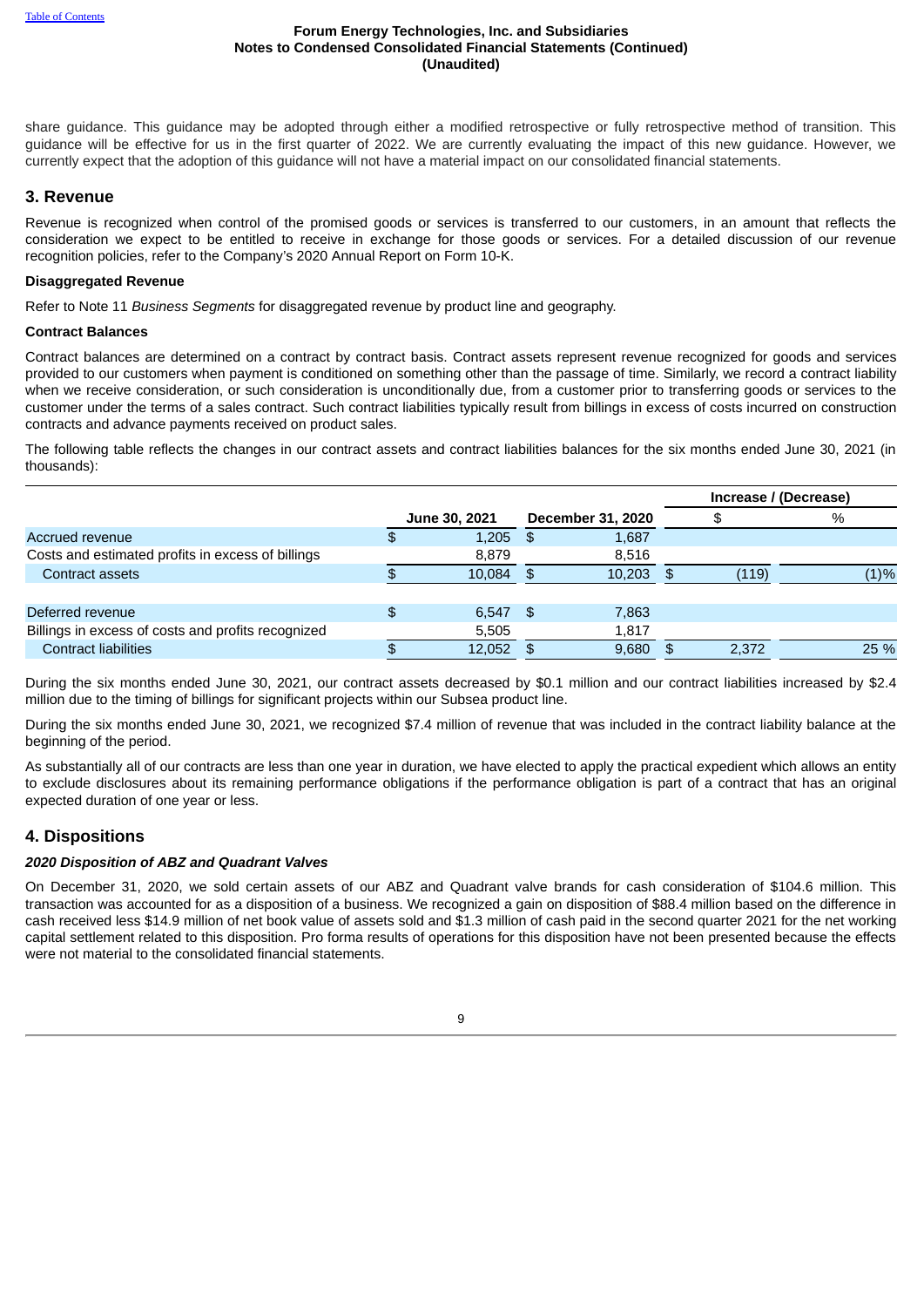share guidance. This guidance may be adopted through either a modified retrospective or fully retrospective method of transition. This guidance will be effective for us in the first quarter of 2022. We are currently evaluating the impact of this new guidance. However, we currently expect that the adoption of this guidance will not have a material impact on our consolidated financial statements.

## 3. Revenue

Revenue is recognized when control of the promised goods or services is transferred to our customers, in an amount that reflects the consideration we expect to be entitled to receive in exchange for those goods or services. For a detailed discussion of our revenue recognition policies, refer to the Company's 2020 Annual Report on Form 10-K.

**Disaggregated Revenue**

Refer to Note 11 *Business Segments* for disaggregated revenue by product line and geography.

**Contract Balances**

Contract balances are determined on a contract by contract basis. Contract assets represent revenue recognized for goods and services provided to our customers when payment is conditioned on something other than the passage of time. Similarly, we record a contract liability when we receive consideration, or such consideration is unconditionally due, from a customer prior to transferring goods or services to the customer under the terms of a sales contract. Such contract liabilities typically result from billings in excess of costs incurred on construction contracts and advance payments received on product sales.

The following table reflects the changes in our contract assets and contract liabilities balances for the six months ended June 30, 2021 (in thousands):

| | June 30, 2021 | December 31, 2020 | Increase / (Decrease) $ | Increase / (Decrease) % |
|---|---|---|---|---|
| Accrued revenue | $ 1,205 | $ 1,687 | | |
| Costs and estimated profits in excess of billings | 8,879 | 8,516 | | |
| Contract assets | $ 10,084 | $ 10,203 | $ (119) | (1)% |
| | | | | |
| Deferred revenue | $ 6,547 | $ 7,863 | | |
| Billings in excess of costs and profits recognized | 5,505 | 1,817 | | |
| Contract liabilities | $ 12,052 | $ 9,680 | $ 2,372 | 25 % |

During the six months ended June 30, 2021, our contract assets decreased by $0.1 million and our contract liabilities increased by $2.4 million due to the timing of billings for significant projects within our Subsea product line.

During the six months ended June 30, 2021, we recognized $7.4 million of revenue that was included in the contract liability balance at the beginning of the period.

As substantially all of our contracts are less than one year in duration, we have elected to apply the practical expedient which allows an entity to exclude disclosures about its remaining performance obligations if the performance obligation is part of a contract that has an original expected duration of one year or less.

## 4. Dispositions

***2020 Disposition of ABZ and Quadrant Valves***

On December 31, 2020, we sold certain assets of our ABZ and Quadrant valve brands for cash consideration of $104.6 million. This transaction was accounted for as a disposition of a business. We recognized a gain on disposition of $88.4 million based on the difference in cash received less $14.9 million of net book value of assets sold and $1.3 million of cash paid in the second quarter 2021 for the net working capital settlement related to this disposition. Pro forma results of operations for this disposition have not been presented because the effects were not material to the consolidated financial statements.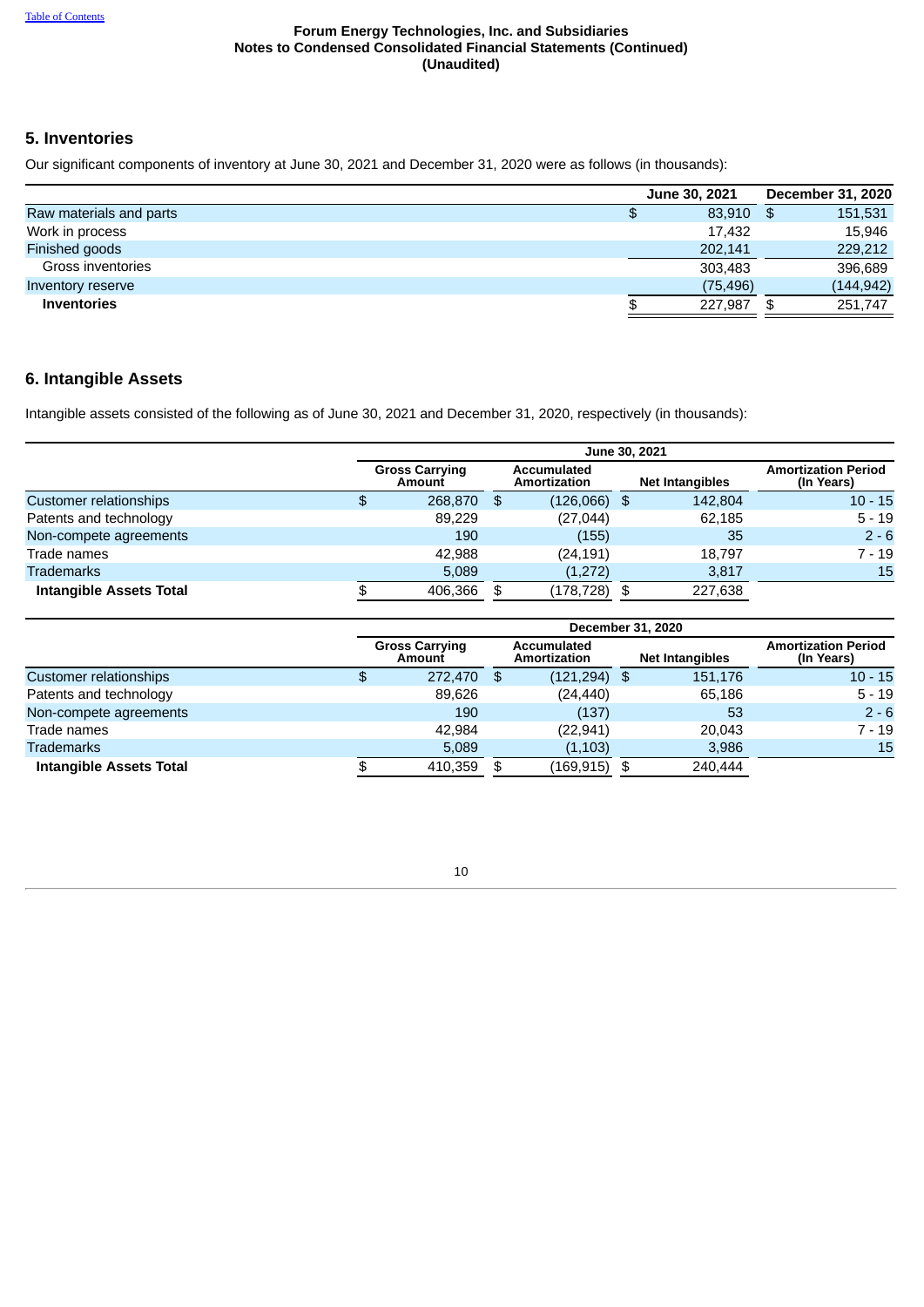Forum Energy Technologies, Inc. and Subsidiaries
Notes to Condensed Consolidated Financial Statements (Continued)
(Unaudited)

## 5. Inventories

Our significant components of inventory at June 30, 2021 and December 31, 2020 were as follows (in thousands):

| | June 30, 2021 | December 31, 2020 |
|---|---|---|
| Raw materials and parts | $ 83,910 | $ 151,531 |
| Work in process | 17,432 | 15,946 |
| Finished goods | 202,141 | 229,212 |
| Gross inventories | 303,483 | 396,689 |
| Inventory reserve | (75,496) | (144,942) |
| **Inventories** | $ 227,987 | $ 251,747 |

## 6. Intangible Assets

Intangible assets consisted of the following as of June 30, 2021 and December 31, 2020, respectively (in thousands):

| | June 30, 2021 | | | |
|---|---|---|---|---|
| | Gross Carrying Amount | Accumulated Amortization | Net Intangibles | Amortization Period (In Years) |
| Customer relationships | $ 268,870 | $ (126,066) | $ 142,804 | 10 - 15 |
| Patents and technology | 89,229 | (27,044) | 62,185 | 5 - 19 |
| Non-compete agreements | 190 | (155) | 35 | 2 - 6 |
| Trade names | 42,988 | (24,191) | 18,797 | 7 - 19 |
| Trademarks | 5,089 | (1,272) | 3,817 | 15 |
| **Intangible Assets Total** | $ 406,366 | $ (178,728) | $ 227,638 | |

| | December 31, 2020 | | | |
|---|---|---|---|---|
| | Gross Carrying Amount | Accumulated Amortization | Net Intangibles | Amortization Period (In Years) |
| Customer relationships | $ 272,470 | $ (121,294) | $ 151,176 | 10 - 15 |
| Patents and technology | 89,626 | (24,440) | 65,186 | 5 - 19 |
| Non-compete agreements | 190 | (137) | 53 | 2 - 6 |
| Trade names | 42,984 | (22,941) | 20,043 | 7 - 19 |
| Trademarks | 5,089 | (1,103) | 3,986 | 15 |
| **Intangible Assets Total** | $ 410,359 | $ (169,915) | $ 240,444 | |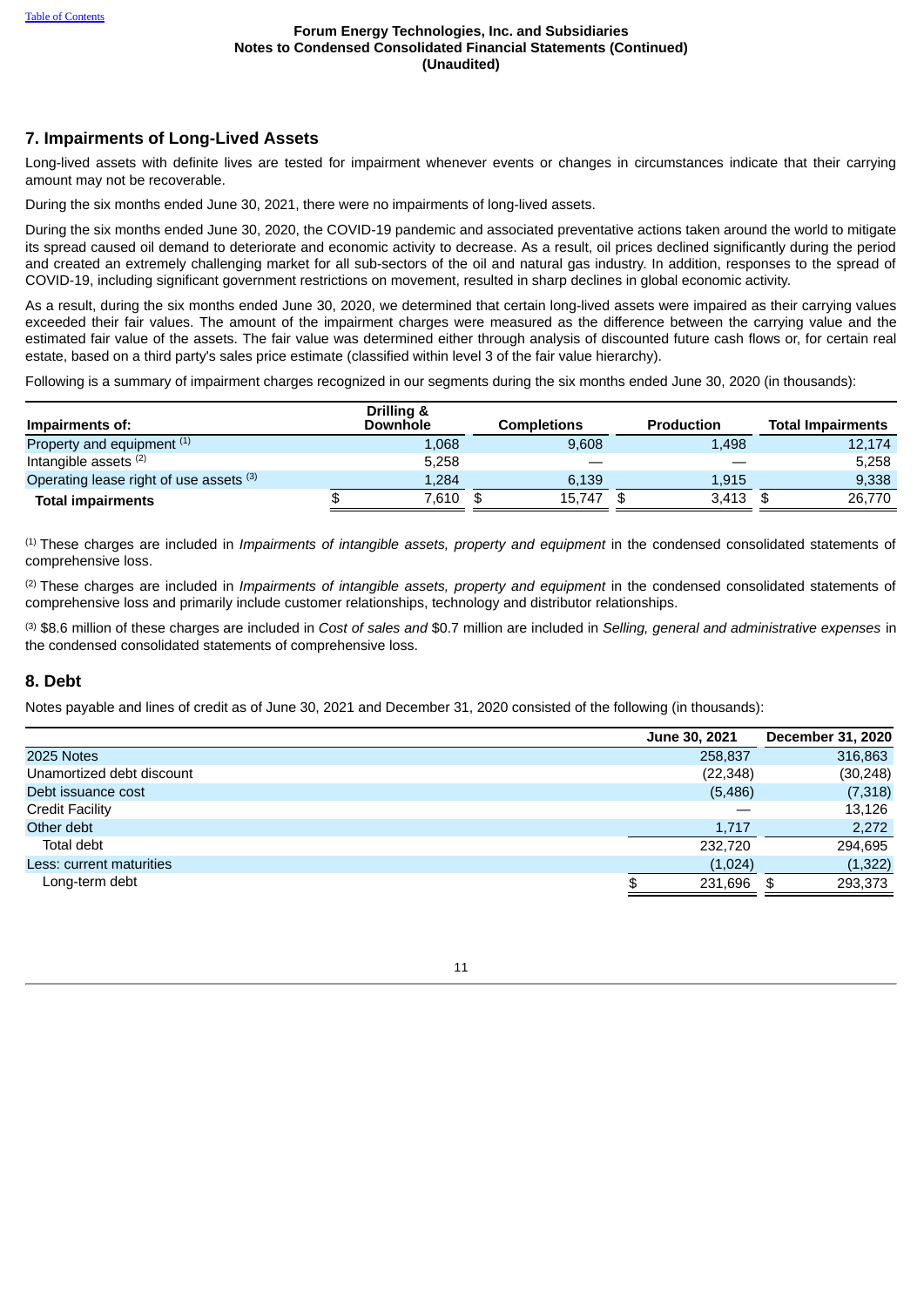# Forum Energy Technologies, Inc. and Subsidiaries
## Notes to Condensed Consolidated Financial Statements (Continued)
## (Unaudited)

## 7. Impairments of Long-Lived Assets

Long-lived assets with definite lives are tested for impairment whenever events or changes in circumstances indicate that their carrying amount may not be recoverable.

During the six months ended June 30, 2021, there were no impairments of long-lived assets.

During the six months ended June 30, 2020, the COVID-19 pandemic and associated preventative actions taken around the world to mitigate its spread caused oil demand to deteriorate and economic activity to decrease. As a result, oil prices declined significantly during the period and created an extremely challenging market for all sub-sectors of the oil and natural gas industry. In addition, responses to the spread of COVID-19, including significant government restrictions on movement, resulted in sharp declines in global economic activity.

As a result, during the six months ended June 30, 2020, we determined that certain long-lived assets were impaired as their carrying values exceeded their fair values. The amount of the impairment charges were measured as the difference between the carrying value and the estimated fair value of the assets. The fair value was determined either through analysis of discounted future cash flows or, for certain real estate, based on a third party's sales price estimate (classified within level 3 of the fair value hierarchy).

Following is a summary of impairment charges recognized in our segments during the six months ended June 30, 2020 (in thousands):

| Impairments of: | Drilling & Downhole | Completions | Production | Total Impairments |
|---|---|---|---|---|
| Property and equipment [(1)] | 1,068 | 9,608 | 1,498 | 12,174 |
| Intangible assets [(2)] | 5,258 | — | — | 5,258 |
| Operating lease right of use assets [(3)] | 1,284 | 6,139 | 1,915 | 9,338 |
| **Total impairments** | $ 7,610 | $ 15,747 | $ 3,413 | $ 26,770 |

[(1)] These charges are included in *Impairments of intangible assets, property and equipment* in the condensed consolidated statements of comprehensive loss.

[(2)] These charges are included in *Impairments of intangible assets, property and equipment* in the condensed consolidated statements of comprehensive loss and primarily include customer relationships, technology and distributor relationships.

[(3)] $8.6 million of these charges are included in *Cost of sales and* $0.7 million are included in *Selling, general and administrative expenses* in the condensed consolidated statements of comprehensive loss.

## 8. Debt

Notes payable and lines of credit as of June 30, 2021 and December 31, 2020 consisted of the following (in thousands):

| | June 30, 2021 | December 31, 2020 |
|---|---|---|
| 2025 Notes | 258,837 | 316,863 |
| Unamortized debt discount | (22,348) | (30,248) |
| Debt issuance cost | (5,486) | (7,318) |
| Credit Facility | — | 13,126 |
| Other debt | 1,717 | 2,272 |
| Total debt | 232,720 | 294,695 |
| Less: current maturities | (1,024) | (1,322) |
| Long-term debt | $ 231,696 | $ 293,373 |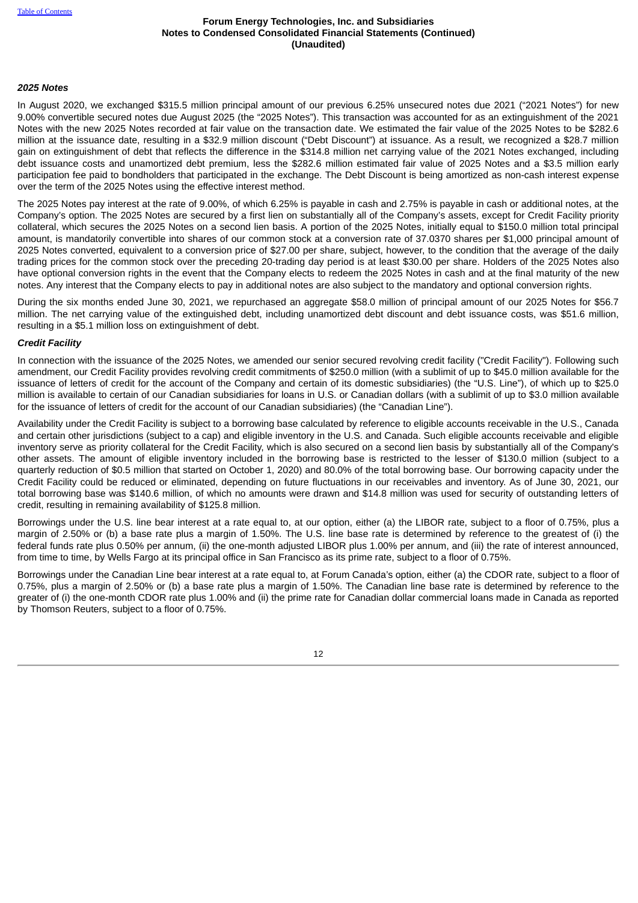### *2025 Notes*

In August 2020, we exchanged $315.5 million principal amount of our previous 6.25% unsecured notes due 2021 ("2021 Notes") for new 9.00% convertible secured notes due August 2025 (the "2025 Notes"). This transaction was accounted for as an extinguishment of the 2021 Notes with the new 2025 Notes recorded at fair value on the transaction date. We estimated the fair value of the 2025 Notes to be $282.6 million at the issuance date, resulting in a $32.9 million discount ("Debt Discount") at issuance. As a result, we recognized a $28.7 million gain on extinguishment of debt that reflects the difference in the $314.8 million net carrying value of the 2021 Notes exchanged, including debt issuance costs and unamortized debt premium, less the $282.6 million estimated fair value of 2025 Notes and a $3.5 million early participation fee paid to bondholders that participated in the exchange. The Debt Discount is being amortized as non-cash interest expense over the term of the 2025 Notes using the effective interest method.

The 2025 Notes pay interest at the rate of 9.00%, of which 6.25% is payable in cash and 2.75% is payable in cash or additional notes, at the Company's option. The 2025 Notes are secured by a first lien on substantially all of the Company's assets, except for Credit Facility priority collateral, which secures the 2025 Notes on a second lien basis. A portion of the 2025 Notes, initially equal to $150.0 million total principal amount, is mandatorily convertible into shares of our common stock at a conversion rate of 37.0370 shares per $1,000 principal amount of 2025 Notes converted, equivalent to a conversion price of $27.00 per share, subject, however, to the condition that the average of the daily trading prices for the common stock over the preceding 20-trading day period is at least $30.00 per share. Holders of the 2025 Notes also have optional conversion rights in the event that the Company elects to redeem the 2025 Notes in cash and at the final maturity of the new notes. Any interest that the Company elects to pay in additional notes are also subject to the mandatory and optional conversion rights.

During the six months ended June 30, 2021, we repurchased an aggregate $58.0 million of principal amount of our 2025 Notes for $56.7 million. The net carrying value of the extinguished debt, including unamortized debt discount and debt issuance costs, was $51.6 million, resulting in a $5.1 million loss on extinguishment of debt.

### *Credit Facility*

In connection with the issuance of the 2025 Notes, we amended our senior secured revolving credit facility ("Credit Facility"). Following such amendment, our Credit Facility provides revolving credit commitments of $250.0 million (with a sublimit of up to $45.0 million available for the issuance of letters of credit for the account of the Company and certain of its domestic subsidiaries) (the "U.S. Line"), of which up to $25.0 million is available to certain of our Canadian subsidiaries for loans in U.S. or Canadian dollars (with a sublimit of up to $3.0 million available for the issuance of letters of credit for the account of our Canadian subsidiaries) (the "Canadian Line").

Availability under the Credit Facility is subject to a borrowing base calculated by reference to eligible accounts receivable in the U.S., Canada and certain other jurisdictions (subject to a cap) and eligible inventory in the U.S. and Canada. Such eligible accounts receivable and eligible inventory serve as priority collateral for the Credit Facility, which is also secured on a second lien basis by substantially all of the Company's other assets. The amount of eligible inventory included in the borrowing base is restricted to the lesser of $130.0 million (subject to a quarterly reduction of $0.5 million that started on October 1, 2020) and 80.0% of the total borrowing base. Our borrowing capacity under the Credit Facility could be reduced or eliminated, depending on future fluctuations in our receivables and inventory. As of June 30, 2021, our total borrowing base was $140.6 million, of which no amounts were drawn and $14.8 million was used for security of outstanding letters of credit, resulting in remaining availability of $125.8 million.

Borrowings under the U.S. line bear interest at a rate equal to, at our option, either (a) the LIBOR rate, subject to a floor of 0.75%, plus a margin of 2.50% or (b) a base rate plus a margin of 1.50%. The U.S. line base rate is determined by reference to the greatest of (i) the federal funds rate plus 0.50% per annum, (ii) the one-month adjusted LIBOR plus 1.00% per annum, and (iii) the rate of interest announced, from time to time, by Wells Fargo at its principal office in San Francisco as its prime rate, subject to a floor of 0.75%.

Borrowings under the Canadian Line bear interest at a rate equal to, at Forum Canada's option, either (a) the CDOR rate, subject to a floor of 0.75%, plus a margin of 2.50% or (b) a base rate plus a margin of 1.50%. The Canadian line base rate is determined by reference to the greater of (i) the one-month CDOR rate plus 1.00% and (ii) the prime rate for Canadian dollar commercial loans made in Canada as reported by Thomson Reuters, subject to a floor of 0.75%.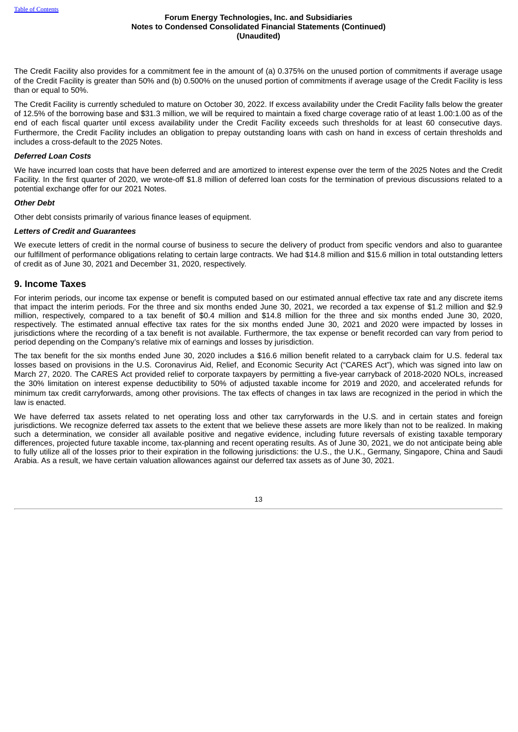The Credit Facility also provides for a commitment fee in the amount of (a) 0.375% on the unused portion of commitments if average usage of the Credit Facility is greater than 50% and (b) 0.500% on the unused portion of commitments if average usage of the Credit Facility is less than or equal to 50%.

The Credit Facility is currently scheduled to mature on October 30, 2022. If excess availability under the Credit Facility falls below the greater of 12.5% of the borrowing base and $31.3 million, we will be required to maintain a fixed charge coverage ratio of at least 1.00:1.00 as of the end of each fiscal quarter until excess availability under the Credit Facility exceeds such thresholds for at least 60 consecutive days. Furthermore, the Credit Facility includes an obligation to prepay outstanding loans with cash on hand in excess of certain thresholds and includes a cross-default to the 2025 Notes.

***Deferred Loan Costs***

We have incurred loan costs that have been deferred and are amortized to interest expense over the term of the 2025 Notes and the Credit Facility. In the first quarter of 2020, we wrote-off $1.8 million of deferred loan costs for the termination of previous discussions related to a potential exchange offer for our 2021 Notes.

***Other Debt***

Other debt consists primarily of various finance leases of equipment.

***Letters of Credit and Guarantees***

We execute letters of credit in the normal course of business to secure the delivery of product from specific vendors and also to guarantee our fulfillment of performance obligations relating to certain large contracts. We had $14.8 million and $15.6 million in total outstanding letters of credit as of June 30, 2021 and December 31, 2020, respectively.

## 9. Income Taxes

For interim periods, our income tax expense or benefit is computed based on our estimated annual effective tax rate and any discrete items that impact the interim periods. For the three and six months ended June 30, 2021, we recorded a tax expense of $1.2 million and $2.9 million, respectively, compared to a tax benefit of $0.4 million and $14.8 million for the three and six months ended June 30, 2020, respectively. The estimated annual effective tax rates for the six months ended June 30, 2021 and 2020 were impacted by losses in jurisdictions where the recording of a tax benefit is not available. Furthermore, the tax expense or benefit recorded can vary from period to period depending on the Company's relative mix of earnings and losses by jurisdiction.

The tax benefit for the six months ended June 30, 2020 includes a $16.6 million benefit related to a carryback claim for U.S. federal tax losses based on provisions in the U.S. Coronavirus Aid, Relief, and Economic Security Act ("CARES Act"), which was signed into law on March 27, 2020. The CARES Act provided relief to corporate taxpayers by permitting a five-year carryback of 2018-2020 NOLs, increased the 30% limitation on interest expense deductibility to 50% of adjusted taxable income for 2019 and 2020, and accelerated refunds for minimum tax credit carryforwards, among other provisions. The tax effects of changes in tax laws are recognized in the period in which the law is enacted.

We have deferred tax assets related to net operating loss and other tax carryforwards in the U.S. and in certain states and foreign jurisdictions. We recognize deferred tax assets to the extent that we believe these assets are more likely than not to be realized. In making such a determination, we consider all available positive and negative evidence, including future reversals of existing taxable temporary differences, projected future taxable income, tax-planning and recent operating results. As of June 30, 2021, we do not anticipate being able to fully utilize all of the losses prior to their expiration in the following jurisdictions: the U.S., the U.K., Germany, Singapore, China and Saudi Arabia. As a result, we have certain valuation allowances against our deferred tax assets as of June 30, 2021.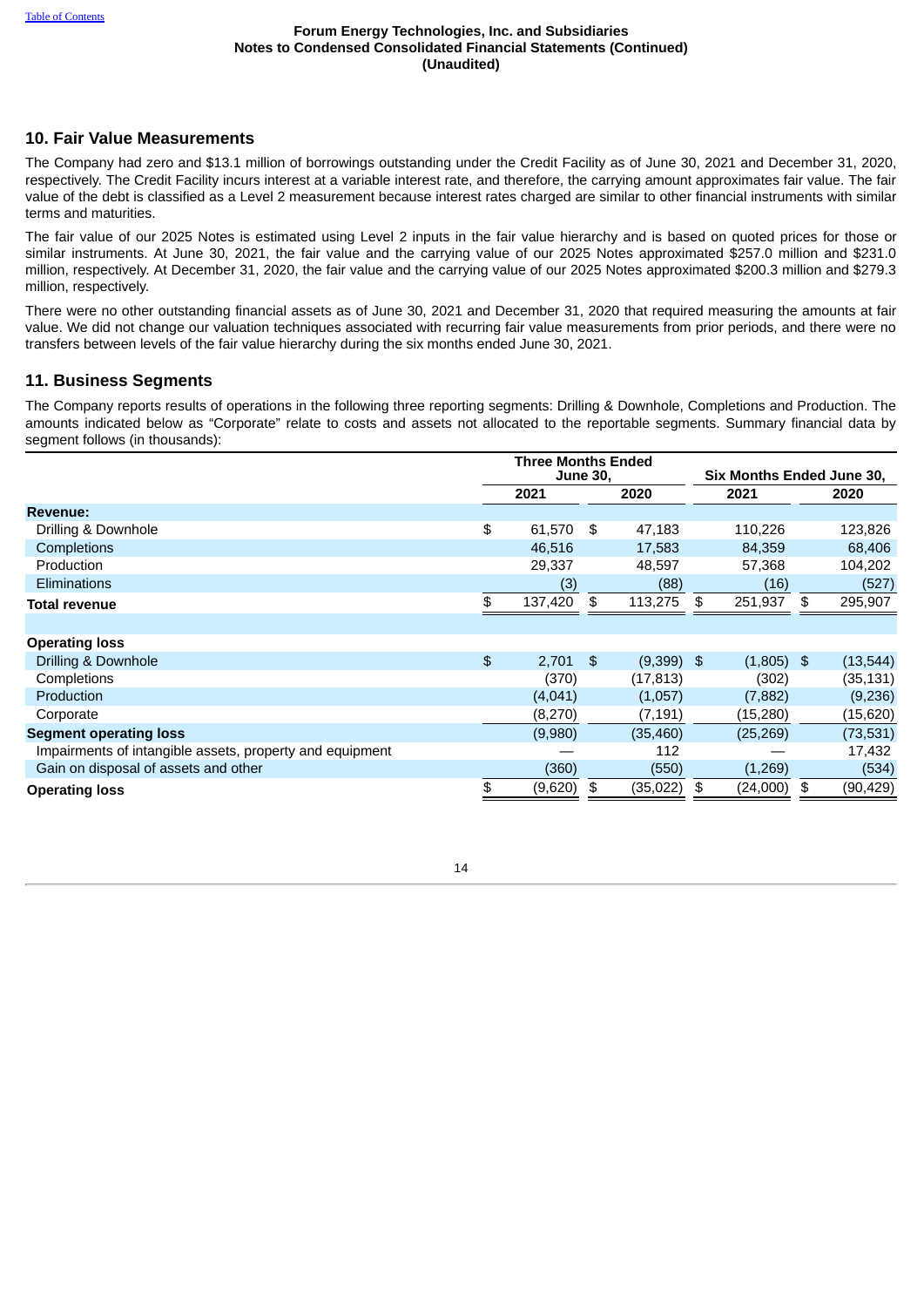## 10. Fair Value Measurements

The Company had zero and $13.1 million of borrowings outstanding under the Credit Facility as of June 30, 2021 and December 31, 2020, respectively. The Credit Facility incurs interest at a variable interest rate, and therefore, the carrying amount approximates fair value. The fair value of the debt is classified as a Level 2 measurement because interest rates charged are similar to other financial instruments with similar terms and maturities.

The fair value of our 2025 Notes is estimated using Level 2 inputs in the fair value hierarchy and is based on quoted prices for those or similar instruments. At June 30, 2021, the fair value and the carrying value of our 2025 Notes approximated $257.0 million and $231.0 million, respectively. At December 31, 2020, the fair value and the carrying value of our 2025 Notes approximated $200.3 million and $279.3 million, respectively.

There were no other outstanding financial assets as of June 30, 2021 and December 31, 2020 that required measuring the amounts at fair value. We did not change our valuation techniques associated with recurring fair value measurements from prior periods, and there were no transfers between levels of the fair value hierarchy during the six months ended June 30, 2021.

## 11. Business Segments

The Company reports results of operations in the following three reporting segments: Drilling & Downhole, Completions and Production. The amounts indicated below as "Corporate" relate to costs and assets not allocated to the reportable segments. Summary financial data by segment follows (in thousands):

| | Three Months Ended June 30, | | Six Months Ended June 30, | |
|---|---|---|---|---|
| | 2021 | 2020 | 2021 | 2020 |
| **Revenue:** | | | | |
| Drilling & Downhole | $ 61,570 | $ 47,183 | 110,226 | 123,826 |
| Completions | 46,516 | 17,583 | 84,359 | 68,406 |
| Production | 29,337 | 48,597 | 57,368 | 104,202 |
| Eliminations | (3) | (88) | (16) | (527) |
| **Total revenue** | $ 137,420 | $ 113,275 | $ 251,937 | $ 295,907 |
| | | | | |
| **Operating loss** | | | | |
| Drilling & Downhole | $ 2,701 | $ (9,399) | $ (1,805) | $ (13,544) |
| Completions | (370) | (17,813) | (302) | (35,131) |
| Production | (4,041) | (1,057) | (7,882) | (9,236) |
| Corporate | (8,270) | (7,191) | (15,280) | (15,620) |
| **Segment operating loss** | (9,980) | (35,460) | (25,269) | (73,531) |
| Impairments of intangible assets, property and equipment | — | 112 | — | 17,432 |
| Gain on disposal of assets and other | (360) | (550) | (1,269) | (534) |
| **Operating loss** | $ (9,620) | $ (35,022) | $ (24,000) | $ (90,429) |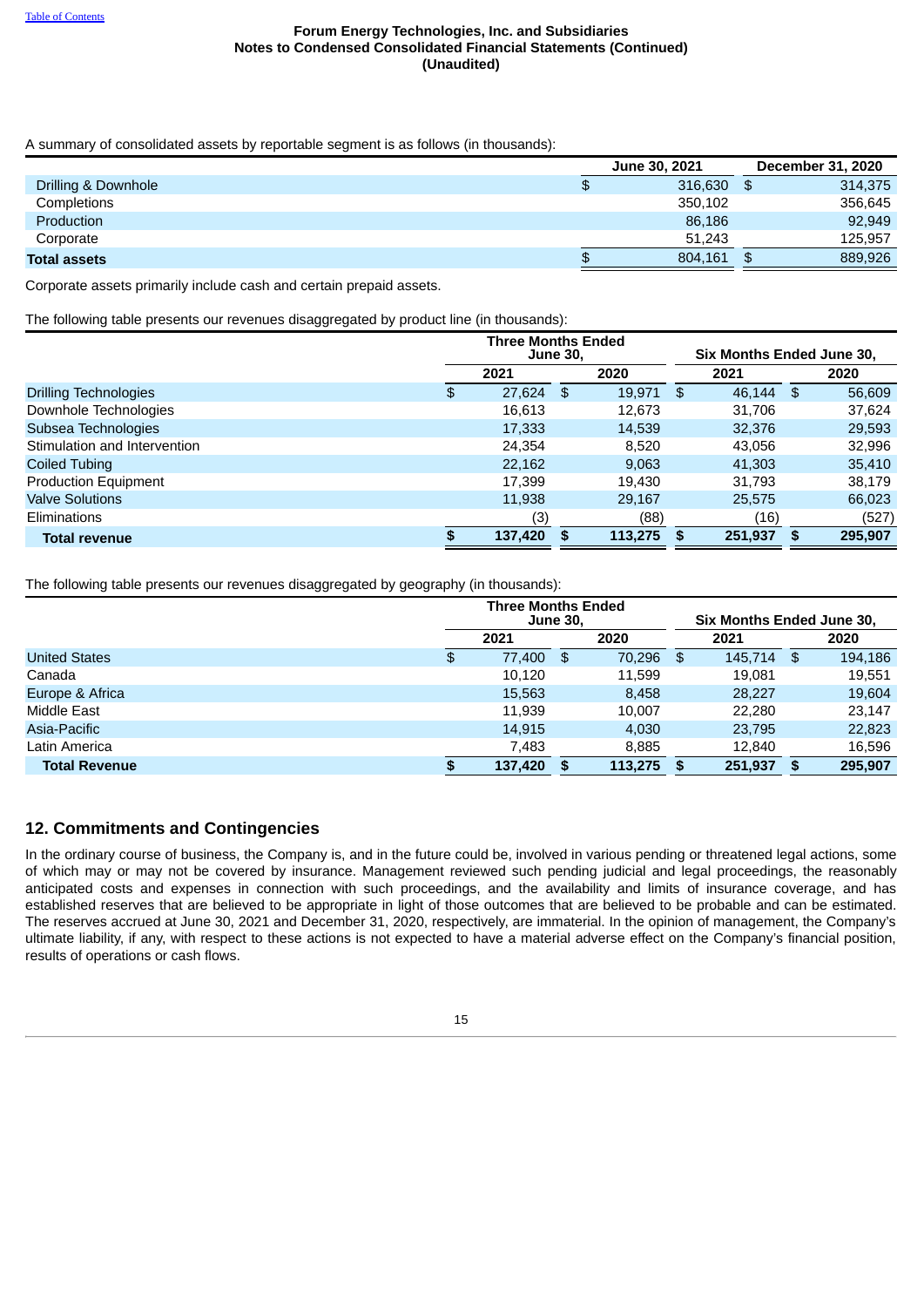A summary of consolidated assets by reportable segment is as follows (in thousands):

| | June 30, 2021 | December 31, 2020 |
|---|---|---|
| Drilling & Downhole | $ 316,630 | $ 314,375 |
| Completions | 350,102 | 356,645 |
| Production | 86,186 | 92,949 |
| Corporate | 51,243 | 125,957 |
| **Total assets** | $ 804,161 | $ 889,926 |

Corporate assets primarily include cash and certain prepaid assets.

The following table presents our revenues disaggregated by product line (in thousands):

| | Three Months Ended June 30, | | Six Months Ended June 30, | |
|---|---|---|---|---|
| | 2021 | 2020 | 2021 | 2020 |
| Drilling Technologies | $ 27,624 | $ 19,971 | $ 46,144 | $ 56,609 |
| Downhole Technologies | 16,613 | 12,673 | 31,706 | 37,624 |
| Subsea Technologies | 17,333 | 14,539 | 32,376 | 29,593 |
| Stimulation and Intervention | 24,354 | 8,520 | 43,056 | 32,996 |
| Coiled Tubing | 22,162 | 9,063 | 41,303 | 35,410 |
| Production Equipment | 17,399 | 19,430 | 31,793 | 38,179 |
| Valve Solutions | 11,938 | 29,167 | 25,575 | 66,023 |
| Eliminations | (3) | (88) | (16) | (527) |
| **Total revenue** | **$ 137,420** | **$ 113,275** | **$ 251,937** | **$ 295,907** |

The following table presents our revenues disaggregated by geography (in thousands):

| | Three Months Ended June 30, | | Six Months Ended June 30, | |
|---|---|---|---|---|
| | 2021 | 2020 | 2021 | 2020 |
| United States | $ 77,400 | $ 70,296 | $ 145,714 | $ 194,186 |
| Canada | 10,120 | 11,599 | 19,081 | 19,551 |
| Europe & Africa | 15,563 | 8,458 | 28,227 | 19,604 |
| Middle East | 11,939 | 10,007 | 22,280 | 23,147 |
| Asia-Pacific | 14,915 | 4,030 | 23,795 | 22,823 |
| Latin America | 7,483 | 8,885 | 12,840 | 16,596 |
| **Total Revenue** | **$ 137,420** | **$ 113,275** | **$ 251,937** | **$ 295,907** |

## 12. Commitments and Contingencies

In the ordinary course of business, the Company is, and in the future could be, involved in various pending or threatened legal actions, some of which may or may not be covered by insurance. Management reviewed such pending judicial and legal proceedings, the reasonably anticipated costs and expenses in connection with such proceedings, and the availability and limits of insurance coverage, and has established reserves that are believed to be appropriate in light of those outcomes that are believed to be probable and can be estimated. The reserves accrued at June 30, 2021 and December 31, 2020, respectively, are immaterial. In the opinion of management, the Company's ultimate liability, if any, with respect to these actions is not expected to have a material adverse effect on the Company's financial position, results of operations or cash flows.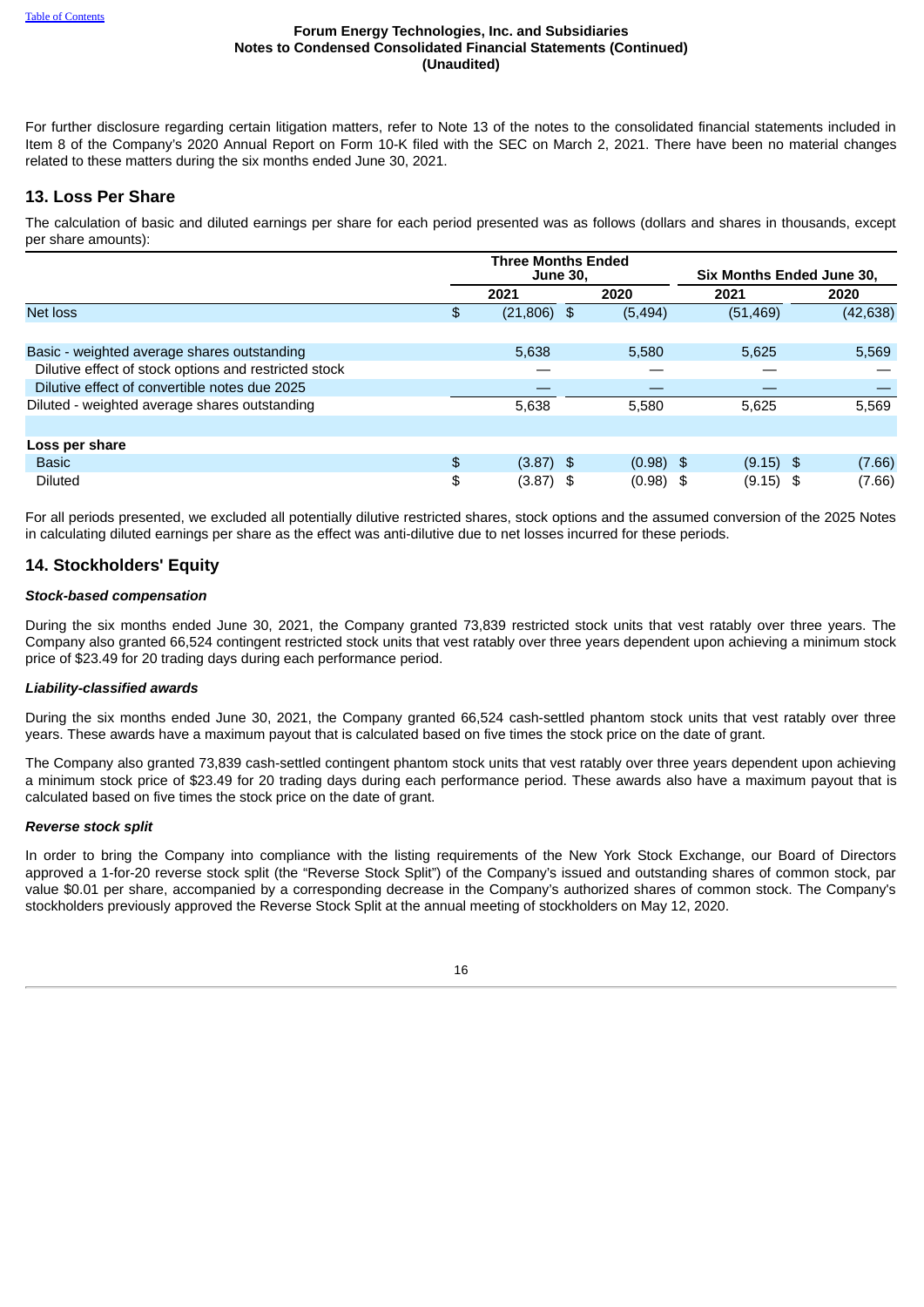For further disclosure regarding certain litigation matters, refer to Note 13 of the notes to the consolidated financial statements included in Item 8 of the Company's 2020 Annual Report on Form 10-K filed with the SEC on March 2, 2021. There have been no material changes related to these matters during the six months ended June 30, 2021.

## 13. Loss Per Share

The calculation of basic and diluted earnings per share for each period presented was as follows (dollars and shares in thousands, except per share amounts):

| | Three Months Ended June 30, | | Six Months Ended June 30, | |
|---|---|---|---|---|
| | 2021 | 2020 | 2021 | 2020 |
| Net loss | $ (21,806) | $ (5,494) | (51,469) | (42,638) |
| | | | | |
| Basic - weighted average shares outstanding | 5,638 | 5,580 | 5,625 | 5,569 |
| Dilutive effect of stock options and restricted stock | — | — | — | — |
| Dilutive effect of convertible notes due 2025 | — | — | — | — |
| Diluted - weighted average shares outstanding | 5,638 | 5,580 | 5,625 | 5,569 |
| | | | | |
| **Loss per share** | | | | |
| Basic | $ (3.87) | $ (0.98) | $ (9.15) | $ (7.66) |
| Diluted | $ (3.87) | $ (0.98) | $ (9.15) | $ (7.66) |

For all periods presented, we excluded all potentially dilutive restricted shares, stock options and the assumed conversion of the 2025 Notes in calculating diluted earnings per share as the effect was anti-dilutive due to net losses incurred for these periods.

## 14. Stockholders' Equity

***Stock-based compensation***

During the six months ended June 30, 2021, the Company granted 73,839 restricted stock units that vest ratably over three years. The Company also granted 66,524 contingent restricted stock units that vest ratably over three years dependent upon achieving a minimum stock price of $23.49 for 20 trading days during each performance period.

***Liability-classified awards***

During the six months ended June 30, 2021, the Company granted 66,524 cash-settled phantom stock units that vest ratably over three years. These awards have a maximum payout that is calculated based on five times the stock price on the date of grant.

The Company also granted 73,839 cash-settled contingent phantom stock units that vest ratably over three years dependent upon achieving a minimum stock price of $23.49 for 20 trading days during each performance period. These awards also have a maximum payout that is calculated based on five times the stock price on the date of grant.

***Reverse stock split***

In order to bring the Company into compliance with the listing requirements of the New York Stock Exchange, our Board of Directors approved a 1-for-20 reverse stock split (the "Reverse Stock Split") of the Company's issued and outstanding shares of common stock, par value $0.01 per share, accompanied by a corresponding decrease in the Company's authorized shares of common stock. The Company's stockholders previously approved the Reverse Stock Split at the annual meeting of stockholders on May 12, 2020.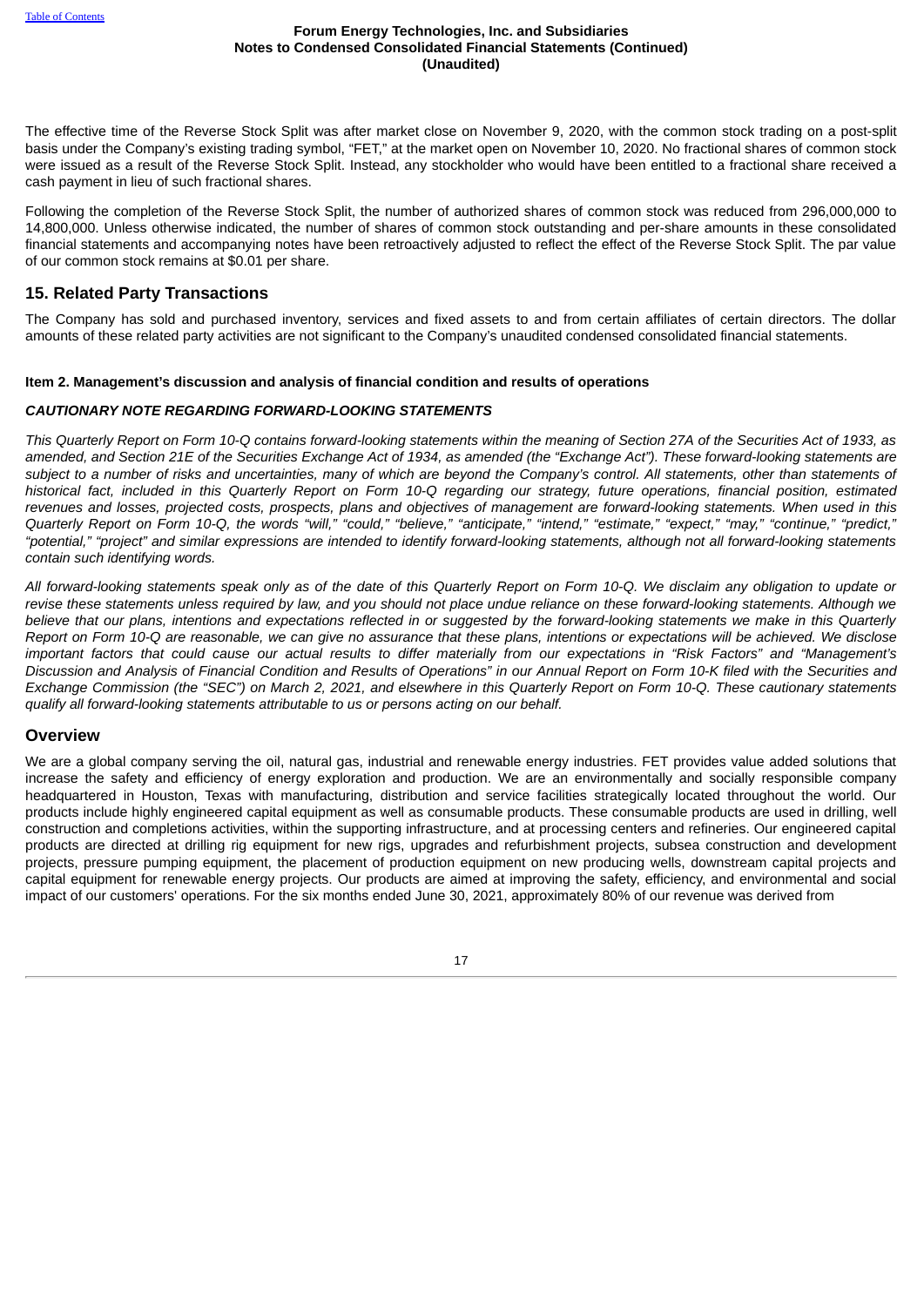The effective time of the Reverse Stock Split was after market close on November 9, 2020, with the common stock trading on a post-split basis under the Company's existing trading symbol, "FET," at the market open on November 10, 2020. No fractional shares of common stock were issued as a result of the Reverse Stock Split. Instead, any stockholder who would have been entitled to a fractional share received a cash payment in lieu of such fractional shares.

Following the completion of the Reverse Stock Split, the number of authorized shares of common stock was reduced from 296,000,000 to 14,800,000. Unless otherwise indicated, the number of shares of common stock outstanding and per-share amounts in these consolidated financial statements and accompanying notes have been retroactively adjusted to reflect the effect of the Reverse Stock Split. The par value of our common stock remains at $0.01 per share.

## 15. Related Party Transactions

The Company has sold and purchased inventory, services and fixed assets to and from certain affiliates of certain directors. The dollar amounts of these related party activities are not significant to the Company's unaudited condensed consolidated financial statements.

**Item 2. Management's discussion and analysis of financial condition and results of operations**

***CAUTIONARY NOTE REGARDING FORWARD-LOOKING STATEMENTS***

*This Quarterly Report on Form 10-Q contains forward-looking statements within the meaning of Section 27A of the Securities Act of 1933, as amended, and Section 21E of the Securities Exchange Act of 1934, as amended (the "Exchange Act"). These forward-looking statements are subject to a number of risks and uncertainties, many of which are beyond the Company's control. All statements, other than statements of historical fact, included in this Quarterly Report on Form 10-Q regarding our strategy, future operations, financial position, estimated revenues and losses, projected costs, prospects, plans and objectives of management are forward-looking statements. When used in this Quarterly Report on Form 10-Q, the words "will," "could," "believe," "anticipate," "intend," "estimate," "expect," "may," "continue," "predict," "potential," "project" and similar expressions are intended to identify forward-looking statements, although not all forward-looking statements contain such identifying words.*

*All forward-looking statements speak only as of the date of this Quarterly Report on Form 10-Q. We disclaim any obligation to update or revise these statements unless required by law, and you should not place undue reliance on these forward-looking statements. Although we believe that our plans, intentions and expectations reflected in or suggested by the forward-looking statements we make in this Quarterly Report on Form 10-Q are reasonable, we can give no assurance that these plans, intentions or expectations will be achieved. We disclose important factors that could cause our actual results to differ materially from our expectations in "Risk Factors" and "Management's Discussion and Analysis of Financial Condition and Results of Operations" in our Annual Report on Form 10-K filed with the Securities and Exchange Commission (the "SEC") on March 2, 2021, and elsewhere in this Quarterly Report on Form 10-Q. These cautionary statements qualify all forward-looking statements attributable to us or persons acting on our behalf.*

## Overview

We are a global company serving the oil, natural gas, industrial and renewable energy industries. FET provides value added solutions that increase the safety and efficiency of energy exploration and production. We are an environmentally and socially responsible company headquartered in Houston, Texas with manufacturing, distribution and service facilities strategically located throughout the world. Our products include highly engineered capital equipment as well as consumable products. These consumable products are used in drilling, well construction and completions activities, within the supporting infrastructure, and at processing centers and refineries. Our engineered capital products are directed at drilling rig equipment for new rigs, upgrades and refurbishment projects, subsea construction and development projects, pressure pumping equipment, the placement of production equipment on new producing wells, downstream capital projects and capital equipment for renewable energy projects. Our products are aimed at improving the safety, efficiency, and environmental and social impact of our customers' operations. For the six months ended June 30, 2021, approximately 80% of our revenue was derived from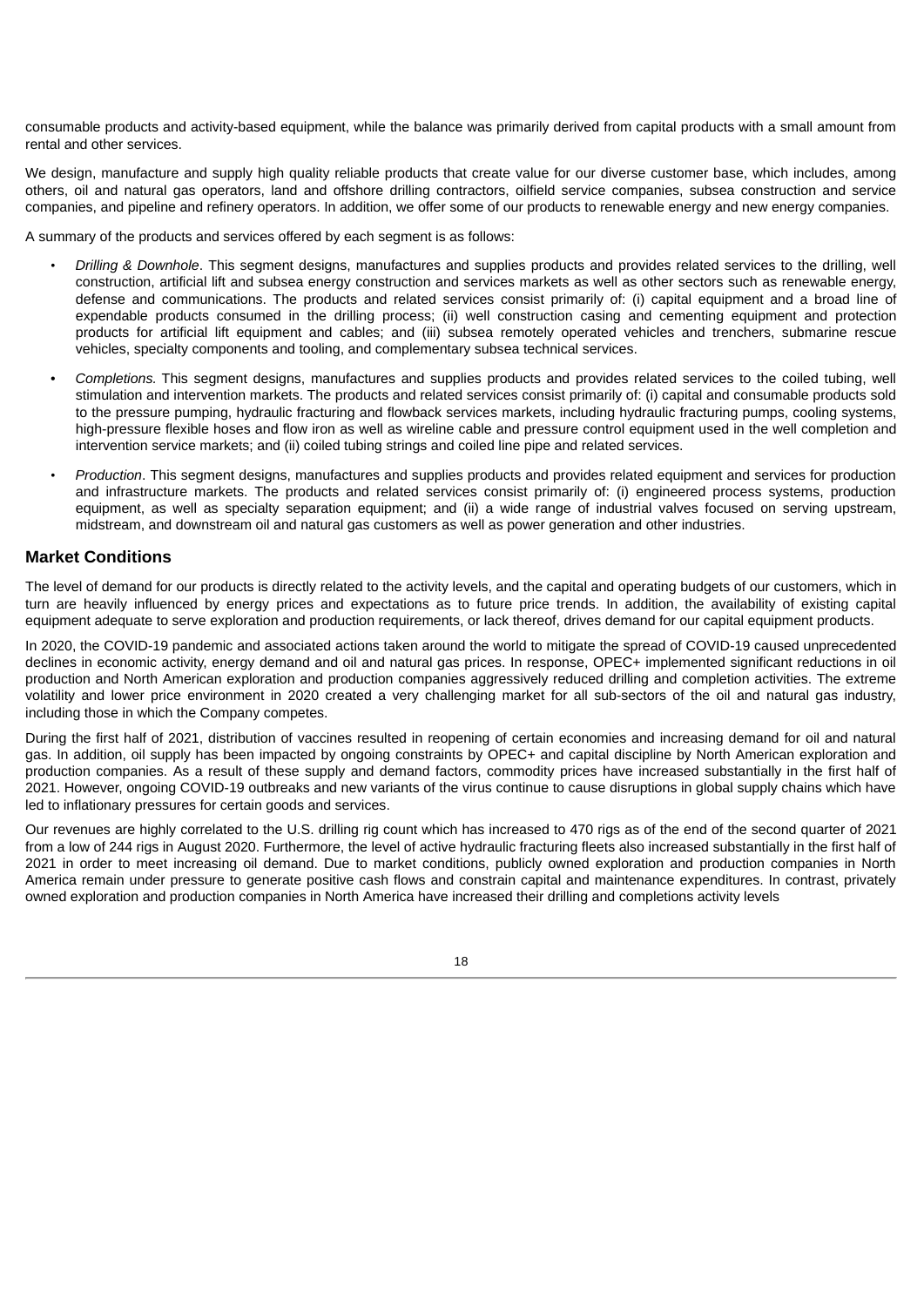consumable products and activity-based equipment, while the balance was primarily derived from capital products with a small amount from rental and other services.

We design, manufacture and supply high quality reliable products that create value for our diverse customer base, which includes, among others, oil and natural gas operators, land and offshore drilling contractors, oilfield service companies, subsea construction and service companies, and pipeline and refinery operators. In addition, we offer some of our products to renewable energy and new energy companies.

A summary of the products and services offered by each segment is as follows:

- *Drilling & Downhole*. This segment designs, manufactures and supplies products and provides related services to the drilling, well construction, artificial lift and subsea energy construction and services markets as well as other sectors such as renewable energy, defense and communications. The products and related services consist primarily of: (i) capital equipment and a broad line of expendable products consumed in the drilling process; (ii) well construction casing and cementing equipment and protection products for artificial lift equipment and cables; and (iii) subsea remotely operated vehicles and trenchers, submarine rescue vehicles, specialty components and tooling, and complementary subsea technical services.
- *Completions.* This segment designs, manufactures and supplies products and provides related services to the coiled tubing, well stimulation and intervention markets. The products and related services consist primarily of: (i) capital and consumable products sold to the pressure pumping, hydraulic fracturing and flowback services markets, including hydraulic fracturing pumps, cooling systems, high-pressure flexible hoses and flow iron as well as wireline cable and pressure control equipment used in the well completion and intervention service markets; and (ii) coiled tubing strings and coiled line pipe and related services.
- *Production*. This segment designs, manufactures and supplies products and provides related equipment and services for production and infrastructure markets. The products and related services consist primarily of: (i) engineered process systems, production equipment, as well as specialty separation equipment; and (ii) a wide range of industrial valves focused on serving upstream, midstream, and downstream oil and natural gas customers as well as power generation and other industries.

## Market Conditions

The level of demand for our products is directly related to the activity levels, and the capital and operating budgets of our customers, which in turn are heavily influenced by energy prices and expectations as to future price trends. In addition, the availability of existing capital equipment adequate to serve exploration and production requirements, or lack thereof, drives demand for our capital equipment products.

In 2020, the COVID-19 pandemic and associated actions taken around the world to mitigate the spread of COVID-19 caused unprecedented declines in economic activity, energy demand and oil and natural gas prices. In response, OPEC+ implemented significant reductions in oil production and North American exploration and production companies aggressively reduced drilling and completion activities. The extreme volatility and lower price environment in 2020 created a very challenging market for all sub-sectors of the oil and natural gas industry, including those in which the Company competes.

During the first half of 2021, distribution of vaccines resulted in reopening of certain economies and increasing demand for oil and natural gas. In addition, oil supply has been impacted by ongoing constraints by OPEC+ and capital discipline by North American exploration and production companies. As a result of these supply and demand factors, commodity prices have increased substantially in the first half of 2021. However, ongoing COVID-19 outbreaks and new variants of the virus continue to cause disruptions in global supply chains which have led to inflationary pressures for certain goods and services.

Our revenues are highly correlated to the U.S. drilling rig count which has increased to 470 rigs as of the end of the second quarter of 2021 from a low of 244 rigs in August 2020. Furthermore, the level of active hydraulic fracturing fleets also increased substantially in the first half of 2021 in order to meet increasing oil demand. Due to market conditions, publicly owned exploration and production companies in North America remain under pressure to generate positive cash flows and constrain capital and maintenance expenditures. In contrast, privately owned exploration and production companies in North America have increased their drilling and completions activity levels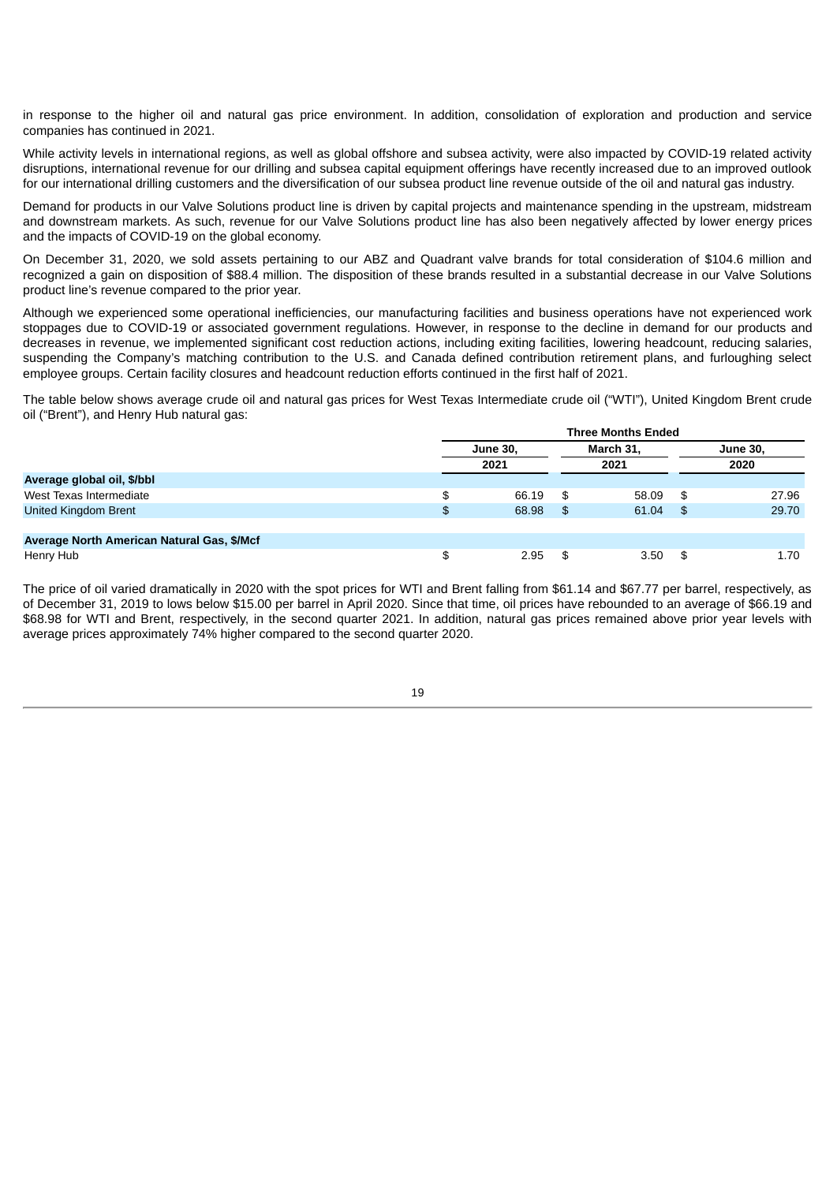in response to the higher oil and natural gas price environment. In addition, consolidation of exploration and production and service companies has continued in 2021.

While activity levels in international regions, as well as global offshore and subsea activity, were also impacted by COVID-19 related activity disruptions, international revenue for our drilling and subsea capital equipment offerings have recently increased due to an improved outlook for our international drilling customers and the diversification of our subsea product line revenue outside of the oil and natural gas industry.

Demand for products in our Valve Solutions product line is driven by capital projects and maintenance spending in the upstream, midstream and downstream markets. As such, revenue for our Valve Solutions product line has also been negatively affected by lower energy prices and the impacts of COVID-19 on the global economy.

On December 31, 2020, we sold assets pertaining to our ABZ and Quadrant valve brands for total consideration of $104.6 million and recognized a gain on disposition of $88.4 million. The disposition of these brands resulted in a substantial decrease in our Valve Solutions product line's revenue compared to the prior year.

Although we experienced some operational inefficiencies, our manufacturing facilities and business operations have not experienced work stoppages due to COVID-19 or associated government regulations. However, in response to the decline in demand for our products and decreases in revenue, we implemented significant cost reduction actions, including exiting facilities, lowering headcount, reducing salaries, suspending the Company's matching contribution to the U.S. and Canada defined contribution retirement plans, and furloughing select employee groups. Certain facility closures and headcount reduction efforts continued in the first half of 2021.

The table below shows average crude oil and natural gas prices for West Texas Intermediate crude oil ("WTI"), United Kingdom Brent crude oil ("Brent"), and Henry Hub natural gas:

| | Three Months Ended | | |
|---|---|---|---|
| | June 30, 2021 | March 31, 2021 | June 30, 2020 |
| **Average global oil, $/bbl** | | | |
| West Texas Intermediate | $ 66.19 | $ 58.09 | $ 27.96 |
| United Kingdom Brent | $ 68.98 | $ 61.04 | $ 29.70 |
| | | | |
| **Average North American Natural Gas, $/Mcf** | | | |
| Henry Hub | $ 2.95 | $ 3.50 | $ 1.70 |

The price of oil varied dramatically in 2020 with the spot prices for WTI and Brent falling from $61.14 and $67.77 per barrel, respectively, as of December 31, 2019 to lows below $15.00 per barrel in April 2020. Since that time, oil prices have rebounded to an average of $66.19 and $68.98 for WTI and Brent, respectively, in the second quarter 2021. In addition, natural gas prices remained above prior year levels with average prices approximately 74% higher compared to the second quarter 2020.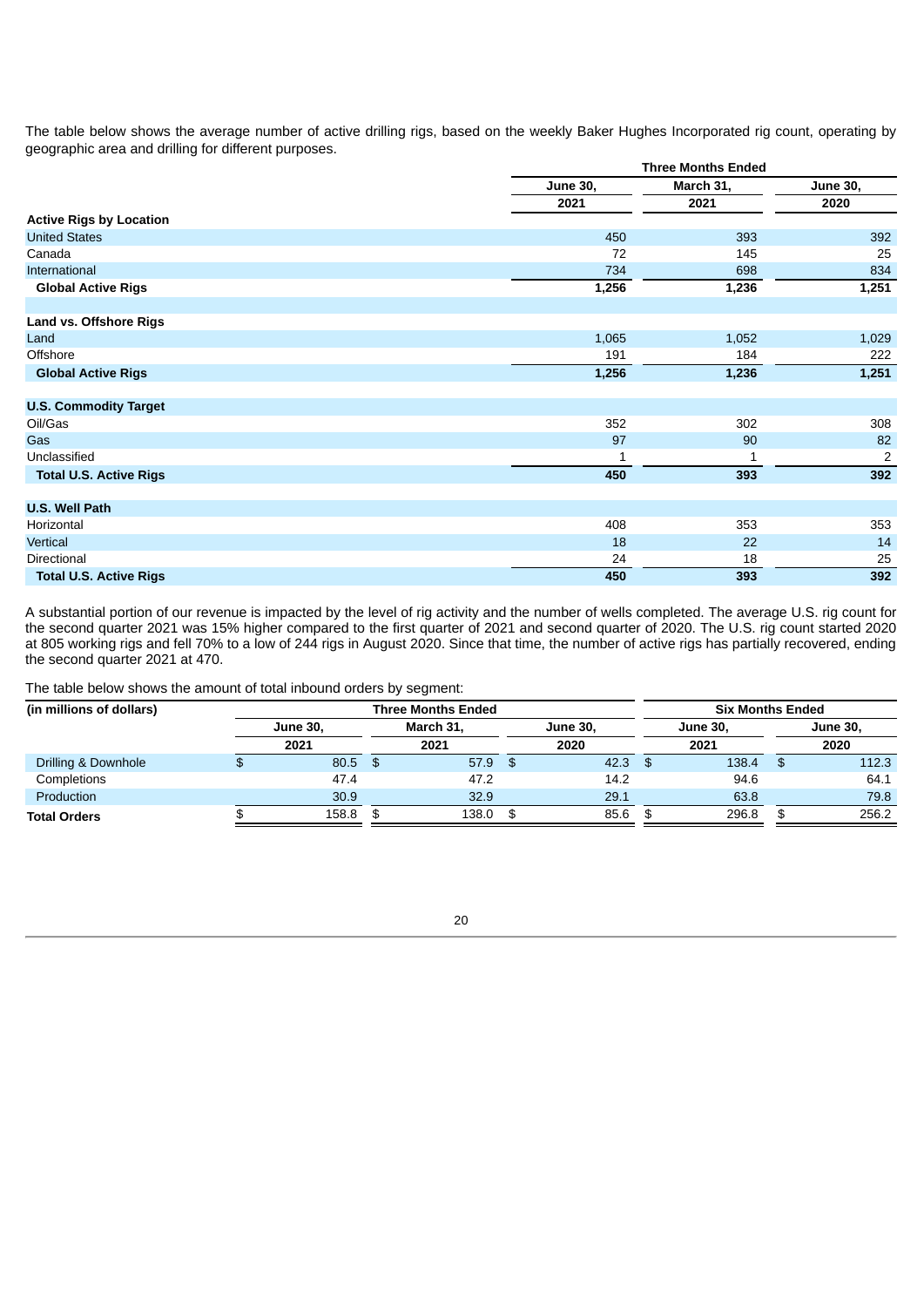The table below shows the average number of active drilling rigs, based on the weekly Baker Hughes Incorporated rig count, operating by geographic area and drilling for different purposes.

| | Three Months Ended | | |
|---|---|---|---|
| | June 30, 2021 | March 31, 2021 | June 30, 2020 |
| **Active Rigs by Location** | | | |
| United States | 450 | 393 | 392 |
| Canada | 72 | 145 | 25 |
| International | 734 | 698 | 834 |
| **Global Active Rigs** | **1,256** | **1,236** | **1,251** |
| | | | |
| **Land vs. Offshore Rigs** | | | |
| Land | 1,065 | 1,052 | 1,029 |
| Offshore | 191 | 184 | 222 |
| **Global Active Rigs** | **1,256** | **1,236** | **1,251** |
| | | | |
| **U.S. Commodity Target** | | | |
| Oil/Gas | 352 | 302 | 308 |
| Gas | 97 | 90 | 82 |
| Unclassified | 1 | 1 | 2 |
| **Total U.S. Active Rigs** | **450** | **393** | **392** |
| | | | |
| **U.S. Well Path** | | | |
| Horizontal | 408 | 353 | 353 |
| Vertical | 18 | 22 | 14 |
| Directional | 24 | 18 | 25 |
| **Total U.S. Active Rigs** | **450** | **393** | **392** |

A substantial portion of our revenue is impacted by the level of rig activity and the number of wells completed. The average U.S. rig count for the second quarter 2021 was 15% higher compared to the first quarter of 2021 and second quarter of 2020. The U.S. rig count started 2020 at 805 working rigs and fell 70% to a low of 244 rigs in August 2020. Since that time, the number of active rigs has partially recovered, ending the second quarter 2021 at 470.

The table below shows the amount of total inbound orders by segment:

| (in millions of dollars) | Three Months Ended | | | Six Months Ended | |
|---|---|---|---|---|---|
| | June 30, 2021 | March 31, 2021 | June 30, 2020 | June 30, 2021 | June 30, 2020 |
| Drilling & Downhole | $ 80.5 | $ 57.9 | $ 42.3 | $ 138.4 | $ 112.3 |
| Completions | 47.4 | 47.2 | 14.2 | 94.6 | 64.1 |
| Production | 30.9 | 32.9 | 29.1 | 63.8 | 79.8 |
| **Total Orders** | $ 158.8 | $ 138.0 | $ 85.6 | $ 296.8 | $ 256.2 |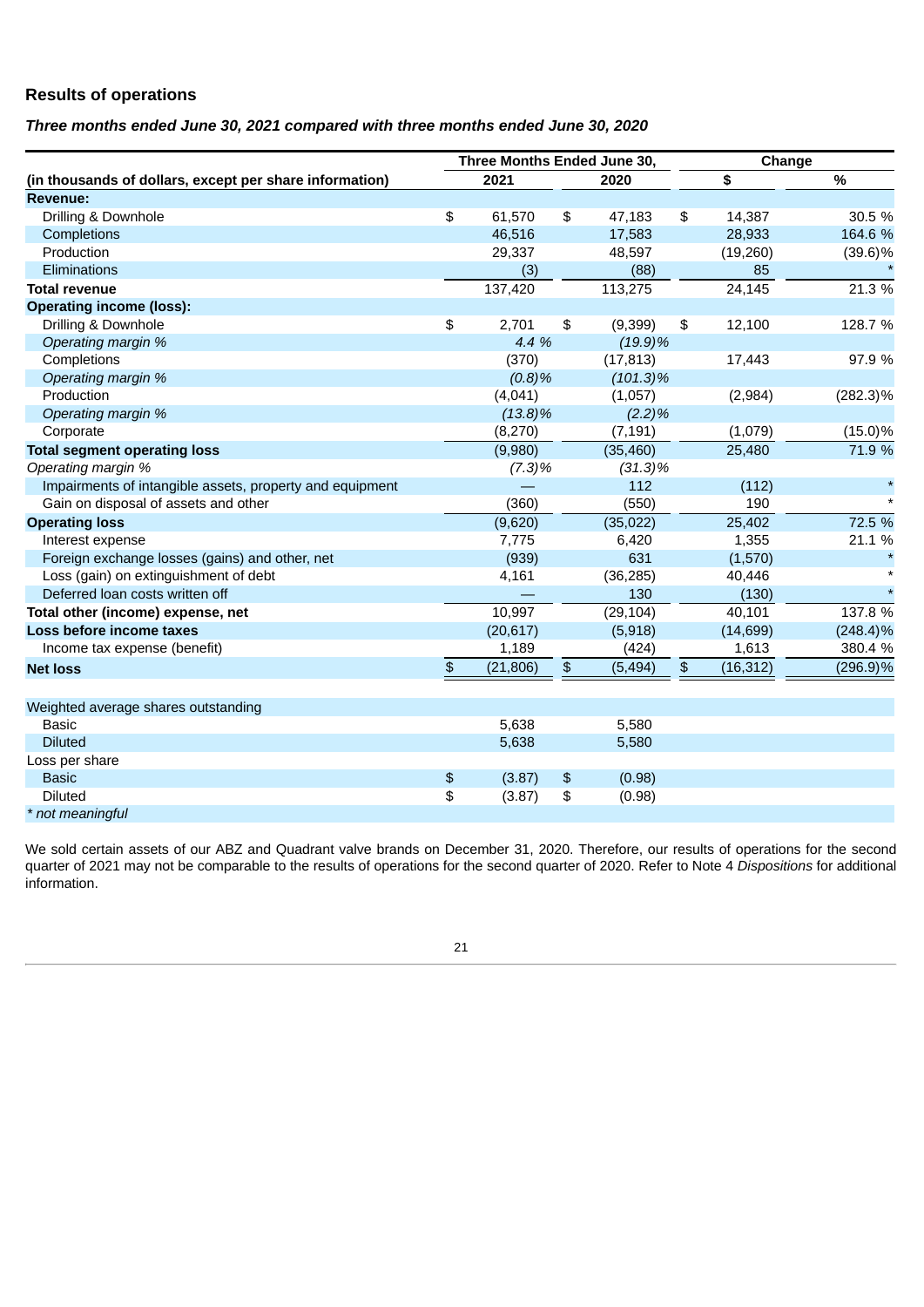## Results of operations

### *Three months ended June 30, 2021 compared with three months ended June 30, 2020*

| (in thousands of dollars, except per share information) | Three Months Ended June 30, 2021 | Three Months Ended June 30, 2020 | Change $ | Change % |
|---|---|---|---|---|
| **Revenue:** | | | | |
| Drilling & Downhole | $ 61,570 | $ 47,183 | $ 14,387 | 30.5 % |
| Completions | 46,516 | 17,583 | 28,933 | 164.6 % |
| Production | 29,337 | 48,597 | (19,260) | (39.6)% |
| Eliminations | (3) | (88) | 85 | * |
| **Total revenue** | 137,420 | 113,275 | 24,145 | 21.3 % |
| **Operating income (loss):** | | | | |
| Drilling & Downhole | $ 2,701 | $ (9,399) | $ 12,100 | 128.7 % |
| *Operating margin %* | *4.4 %* | *(19.9)%* | | |
| Completions | (370) | (17,813) | 17,443 | 97.9 % |
| *Operating margin %* | *(0.8)%* | *(101.3)%* | | |
| Production | (4,041) | (1,057) | (2,984) | (282.3)% |
| *Operating margin %* | *(13.8)%* | *(2.2)%* | | |
| Corporate | (8,270) | (7,191) | (1,079) | (15.0)% |
| **Total segment operating loss** | (9,980) | (35,460) | 25,480 | 71.9 % |
| *Operating margin %* | *(7.3)%* | *(31.3)%* | | |
| Impairments of intangible assets, property and equipment | — | 112 | (112) | * |
| Gain on disposal of assets and other | (360) | (550) | 190 | * |
| **Operating loss** | (9,620) | (35,022) | 25,402 | 72.5 % |
| Interest expense | 7,775 | 6,420 | 1,355 | 21.1 % |
| Foreign exchange losses (gains) and other, net | (939) | 631 | (1,570) | * |
| Loss (gain) on extinguishment of debt | 4,161 | (36,285) | 40,446 | * |
| Deferred loan costs written off | — | 130 | (130) | * |
| **Total other (income) expense, net** | 10,997 | (29,104) | 40,101 | 137.8 % |
| **Loss before income taxes** | (20,617) | (5,918) | (14,699) | (248.4)% |
| Income tax expense (benefit) | 1,189 | (424) | 1,613 | 380.4 % |
| **Net loss** | $ (21,806) | $ (5,494) | $ (16,312) | (296.9)% |
| | | | | |
| Weighted average shares outstanding | | | | |
| Basic | 5,638 | 5,580 | | |
| Diluted | 5,638 | 5,580 | | |
| Loss per share | | | | |
| Basic | $ (3.87) | $ (0.98) | | |
| Diluted | $ (3.87) | $ (0.98) | | |

*\* not meaningful*

We sold certain assets of our ABZ and Quadrant valve brands on December 31, 2020. Therefore, our results of operations for the second quarter of 2021 may not be comparable to the results of operations for the second quarter of 2020. Refer to Note 4 *Dispositions* for additional information.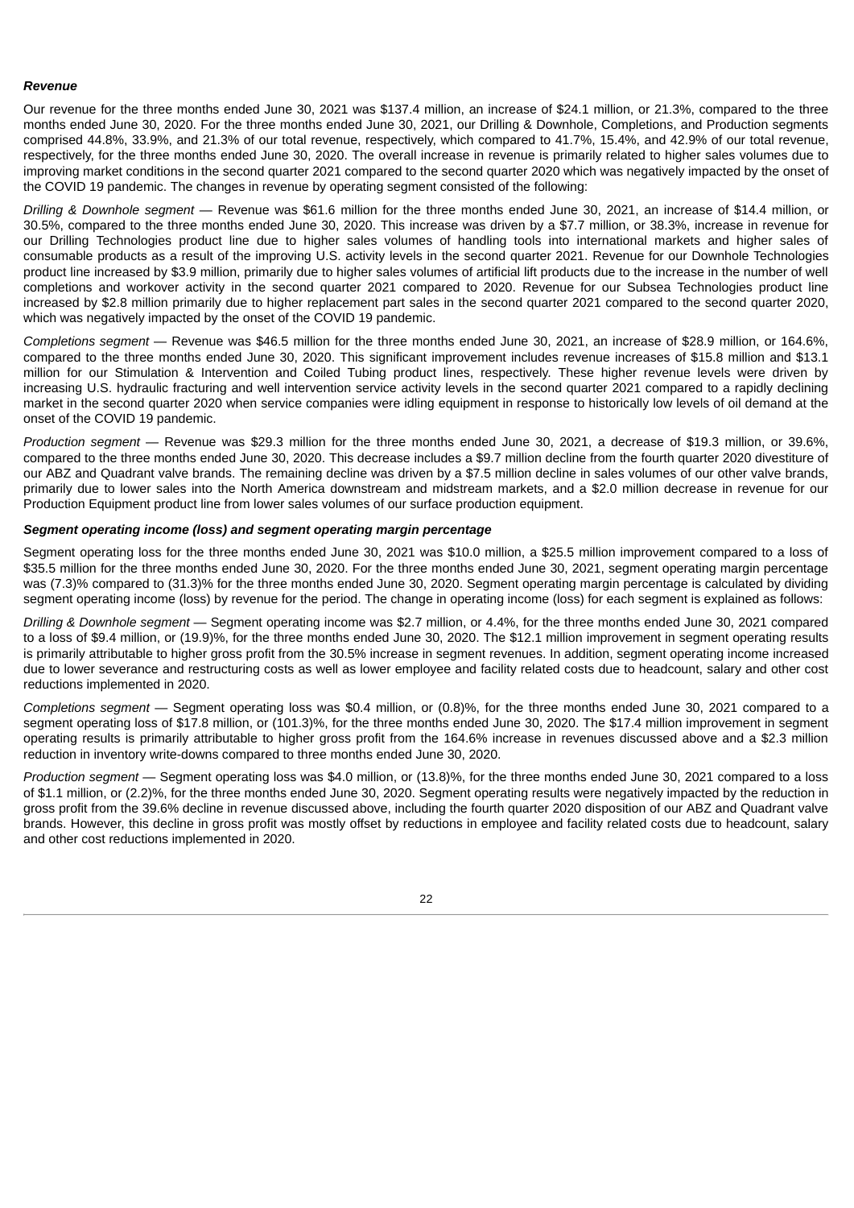***Revenue***

Our revenue for the three months ended June 30, 2021 was $137.4 million, an increase of $24.1 million, or 21.3%, compared to the three months ended June 30, 2020. For the three months ended June 30, 2021, our Drilling & Downhole, Completions, and Production segments comprised 44.8%, 33.9%, and 21.3% of our total revenue, respectively, which compared to 41.7%, 15.4%, and 42.9% of our total revenue, respectively, for the three months ended June 30, 2020. The overall increase in revenue is primarily related to higher sales volumes due to improving market conditions in the second quarter 2021 compared to the second quarter 2020 which was negatively impacted by the onset of the COVID 19 pandemic. The changes in revenue by operating segment consisted of the following:

*Drilling & Downhole segment* — Revenue was $61.6 million for the three months ended June 30, 2021, an increase of $14.4 million, or 30.5%, compared to the three months ended June 30, 2020. This increase was driven by a $7.7 million, or 38.3%, increase in revenue for our Drilling Technologies product line due to higher sales volumes of handling tools into international markets and higher sales of consumable products as a result of the improving U.S. activity levels in the second quarter 2021. Revenue for our Downhole Technologies product line increased by $3.9 million, primarily due to higher sales volumes of artificial lift products due to the increase in the number of well completions and workover activity in the second quarter 2021 compared to 2020. Revenue for our Subsea Technologies product line increased by $2.8 million primarily due to higher replacement part sales in the second quarter 2021 compared to the second quarter 2020, which was negatively impacted by the onset of the COVID 19 pandemic.

*Completions segment* — Revenue was $46.5 million for the three months ended June 30, 2021, an increase of $28.9 million, or 164.6%, compared to the three months ended June 30, 2020. This significant improvement includes revenue increases of $15.8 million and $13.1 million for our Stimulation & Intervention and Coiled Tubing product lines, respectively. These higher revenue levels were driven by increasing U.S. hydraulic fracturing and well intervention service activity levels in the second quarter 2021 compared to a rapidly declining market in the second quarter 2020 when service companies were idling equipment in response to historically low levels of oil demand at the onset of the COVID 19 pandemic.

*Production segment* — Revenue was $29.3 million for the three months ended June 30, 2021, a decrease of $19.3 million, or 39.6%, compared to the three months ended June 30, 2020. This decrease includes a $9.7 million decline from the fourth quarter 2020 divestiture of our ABZ and Quadrant valve brands. The remaining decline was driven by a $7.5 million decline in sales volumes of our other valve brands, primarily due to lower sales into the North America downstream and midstream markets, and a $2.0 million decrease in revenue for our Production Equipment product line from lower sales volumes of our surface production equipment.

***Segment operating income (loss) and segment operating margin percentage***

Segment operating loss for the three months ended June 30, 2021 was $10.0 million, a $25.5 million improvement compared to a loss of $35.5 million for the three months ended June 30, 2020. For the three months ended June 30, 2021, segment operating margin percentage was (7.3)% compared to (31.3)% for the three months ended June 30, 2020. Segment operating margin percentage is calculated by dividing segment operating income (loss) by revenue for the period. The change in operating income (loss) for each segment is explained as follows:

*Drilling & Downhole segment* — Segment operating income was $2.7 million, or 4.4%, for the three months ended June 30, 2021 compared to a loss of $9.4 million, or (19.9)%, for the three months ended June 30, 2020. The $12.1 million improvement in segment operating results is primarily attributable to higher gross profit from the 30.5% increase in segment revenues. In addition, segment operating income increased due to lower severance and restructuring costs as well as lower employee and facility related costs due to headcount, salary and other cost reductions implemented in 2020.

*Completions segment* — Segment operating loss was $0.4 million, or (0.8)%, for the three months ended June 30, 2021 compared to a segment operating loss of $17.8 million, or (101.3)%, for the three months ended June 30, 2020. The $17.4 million improvement in segment operating results is primarily attributable to higher gross profit from the 164.6% increase in revenues discussed above and a $2.3 million reduction in inventory write-downs compared to three months ended June 30, 2020.

*Production segment* — Segment operating loss was $4.0 million, or (13.8)%, for the three months ended June 30, 2021 compared to a loss of $1.1 million, or (2.2)%, for the three months ended June 30, 2020. Segment operating results were negatively impacted by the reduction in gross profit from the 39.6% decline in revenue discussed above, including the fourth quarter 2020 disposition of our ABZ and Quadrant valve brands. However, this decline in gross profit was mostly offset by reductions in employee and facility related costs due to headcount, salary and other cost reductions implemented in 2020.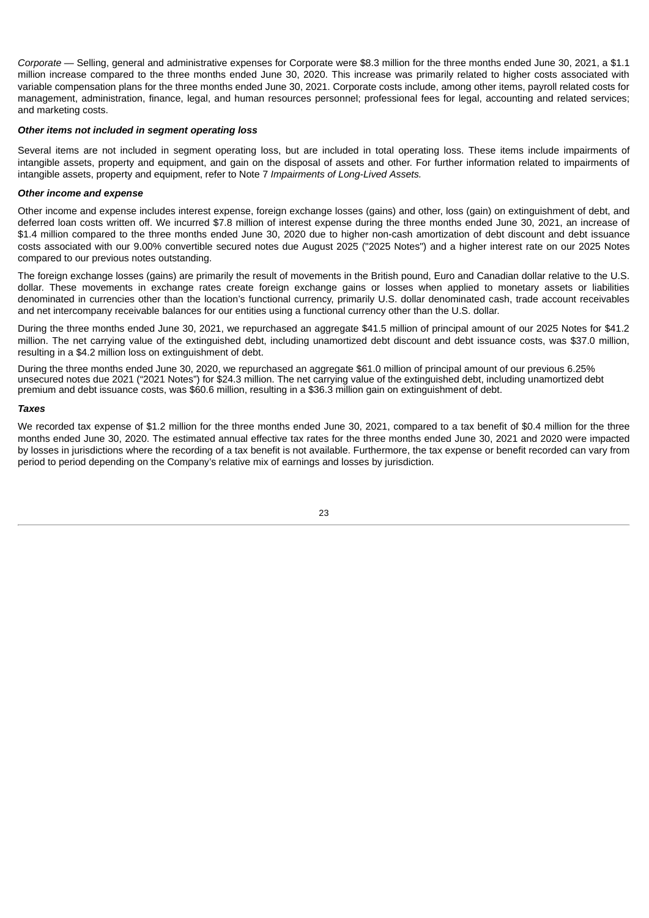*Corporate* — Selling, general and administrative expenses for Corporate were $8.3 million for the three months ended June 30, 2021, a $1.1 million increase compared to the three months ended June 30, 2020. This increase was primarily related to higher costs associated with variable compensation plans for the three months ended June 30, 2021. Corporate costs include, among other items, payroll related costs for management, administration, finance, legal, and human resources personnel; professional fees for legal, accounting and related services; and marketing costs.

***Other items not included in segment operating loss***

Several items are not included in segment operating loss, but are included in total operating loss. These items include impairments of intangible assets, property and equipment, and gain on the disposal of assets and other. For further information related to impairments of intangible assets, property and equipment, refer to Note 7 *Impairments of Long-Lived Assets.*

***Other income and expense***

Other income and expense includes interest expense, foreign exchange losses (gains) and other, loss (gain) on extinguishment of debt, and deferred loan costs written off. We incurred $7.8 million of interest expense during the three months ended June 30, 2021, an increase of $1.4 million compared to the three months ended June 30, 2020 due to higher non-cash amortization of debt discount and debt issuance costs associated with our 9.00% convertible secured notes due August 2025 ("2025 Notes") and a higher interest rate on our 2025 Notes compared to our previous notes outstanding.

The foreign exchange losses (gains) are primarily the result of movements in the British pound, Euro and Canadian dollar relative to the U.S. dollar. These movements in exchange rates create foreign exchange gains or losses when applied to monetary assets or liabilities denominated in currencies other than the location's functional currency, primarily U.S. dollar denominated cash, trade account receivables and net intercompany receivable balances for our entities using a functional currency other than the U.S. dollar.

During the three months ended June 30, 2021, we repurchased an aggregate $41.5 million of principal amount of our 2025 Notes for $41.2 million. The net carrying value of the extinguished debt, including unamortized debt discount and debt issuance costs, was $37.0 million, resulting in a $4.2 million loss on extinguishment of debt.

During the three months ended June 30, 2020, we repurchased an aggregate $61.0 million of principal amount of our previous 6.25% unsecured notes due 2021 ("2021 Notes") for $24.3 million. The net carrying value of the extinguished debt, including unamortized debt premium and debt issuance costs, was $60.6 million, resulting in a $36.3 million gain on extinguishment of debt.

***Taxes***

We recorded tax expense of $1.2 million for the three months ended June 30, 2021, compared to a tax benefit of $0.4 million for the three months ended June 30, 2020. The estimated annual effective tax rates for the three months ended June 30, 2021 and 2020 were impacted by losses in jurisdictions where the recording of a tax benefit is not available. Furthermore, the tax expense or benefit recorded can vary from period to period depending on the Company's relative mix of earnings and losses by jurisdiction.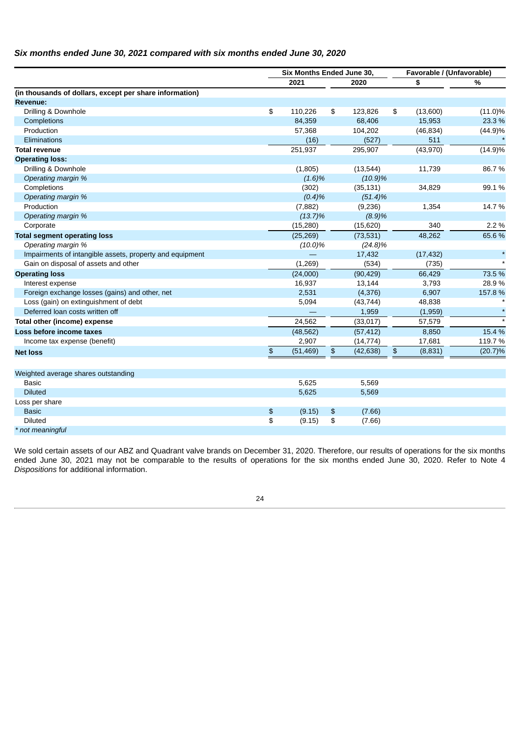### *Six months ended June 30, 2021 compared with six months ended June 30, 2020*

| | Six Months Ended June 30, | | Favorable / (Unfavorable) | |
|---|---|---|---|---|
| | 2021 | 2020 | $ | % |
| **(in thousands of dollars, except per share information)** | | | | |
| **Revenue:** | | | | |
| Drilling & Downhole | $ 110,226 | $ 123,826 | $ (13,600) | (11.0)% |
| Completions | 84,359 | 68,406 | 15,953 | 23.3 % |
| Production | 57,368 | 104,202 | (46,834) | (44.9)% |
| Eliminations | (16) | (527) | 511 | * |
| **Total revenue** | 251,937 | 295,907 | (43,970) | (14.9)% |
| **Operating loss:** | | | | |
| Drilling & Downhole | (1,805) | (13,544) | 11,739 | 86.7 % |
| *Operating margin %* | *(1.6)%* | *(10.9)%* | | |
| Completions | (302) | (35,131) | 34,829 | 99.1 % |
| *Operating margin %* | *(0.4)%* | *(51.4)%* | | |
| Production | (7,882) | (9,236) | 1,354 | 14.7 % |
| *Operating margin %* | *(13.7)%* | *(8.9)%* | | |
| Corporate | (15,280) | (15,620) | 340 | 2.2 % |
| **Total segment operating loss** | (25,269) | (73,531) | 48,262 | 65.6 % |
| *Operating margin %* | *(10.0)%* | *(24.8)%* | | |
| Impairments of intangible assets, property and equipment | — | 17,432 | (17,432) | * |
| Gain on disposal of assets and other | (1,269) | (534) | (735) | * |
| **Operating loss** | (24,000) | (90,429) | 66,429 | 73.5 % |
| Interest expense | 16,937 | 13,144 | 3,793 | 28.9 % |
| Foreign exchange losses (gains) and other, net | 2,531 | (4,376) | 6,907 | 157.8 % |
| Loss (gain) on extinguishment of debt | 5,094 | (43,744) | 48,838 | * |
| Deferred loan costs written off | — | 1,959 | (1,959) | * |
| **Total other (income) expense** | 24,562 | (33,017) | 57,579 | * |
| **Loss before income taxes** | (48,562) | (57,412) | 8,850 | 15.4 % |
| Income tax expense (benefit) | 2,907 | (14,774) | 17,681 | 119.7 % |
| **Net loss** | $ (51,469) | $ (42,638) | $ (8,831) | (20.7)% |
| | | | | |
| Weighted average shares outstanding | | | | |
| Basic | 5,625 | 5,569 | | |
| Diluted | 5,625 | 5,569 | | |
| Loss per share | | | | |
| Basic | $ (9.15) | $ (7.66) | | |
| Diluted | $ (9.15) | $ (7.66) | | |

*\* not meaningful*

We sold certain assets of our ABZ and Quadrant valve brands on December 31, 2020. Therefore, our results of operations for the six months ended June 30, 2021 may not be comparable to the results of operations for the six months ended June 30, 2020. Refer to Note 4 *Dispositions* for additional information.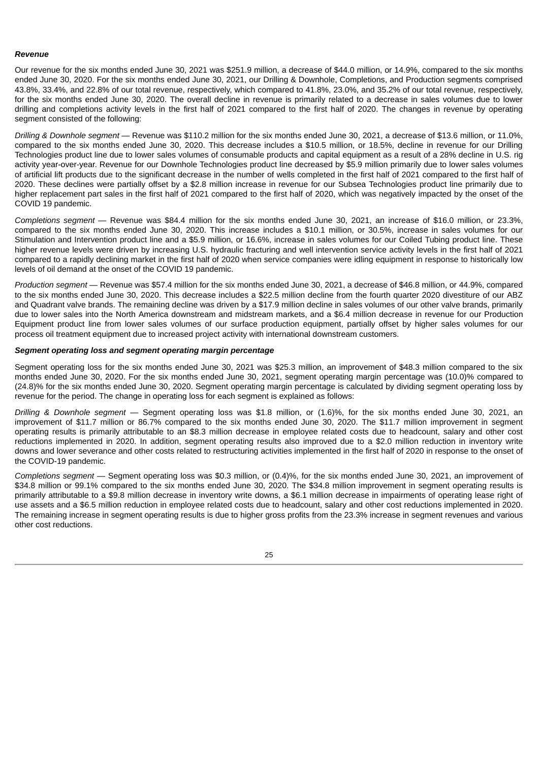***Revenue***

Our revenue for the six months ended June 30, 2021 was $251.9 million, a decrease of $44.0 million, or 14.9%, compared to the six months ended June 30, 2020. For the six months ended June 30, 2021, our Drilling & Downhole, Completions, and Production segments comprised 43.8%, 33.4%, and 22.8% of our total revenue, respectively, which compared to 41.8%, 23.0%, and 35.2% of our total revenue, respectively, for the six months ended June 30, 2020. The overall decline in revenue is primarily related to a decrease in sales volumes due to lower drilling and completions activity levels in the first half of 2021 compared to the first half of 2020. The changes in revenue by operating segment consisted of the following:

*Drilling & Downhole segment* — Revenue was $110.2 million for the six months ended June 30, 2021, a decrease of $13.6 million, or 11.0%, compared to the six months ended June 30, 2020. This decrease includes a $10.5 million, or 18.5%, decline in revenue for our Drilling Technologies product line due to lower sales volumes of consumable products and capital equipment as a result of a 28% decline in U.S. rig activity year-over-year. Revenue for our Downhole Technologies product line decreased by $5.9 million primarily due to lower sales volumes of artificial lift products due to the significant decrease in the number of wells completed in the first half of 2021 compared to the first half of 2020. These declines were partially offset by a $2.8 million increase in revenue for our Subsea Technologies product line primarily due to higher replacement part sales in the first half of 2021 compared to the first half of 2020, which was negatively impacted by the onset of the COVID 19 pandemic.

*Completions segment* — Revenue was $84.4 million for the six months ended June 30, 2021, an increase of $16.0 million, or 23.3%, compared to the six months ended June 30, 2020. This increase includes a $10.1 million, or 30.5%, increase in sales volumes for our Stimulation and Intervention product line and a $5.9 million, or 16.6%, increase in sales volumes for our Coiled Tubing product line. These higher revenue levels were driven by increasing U.S. hydraulic fracturing and well intervention service activity levels in the first half of 2021 compared to a rapidly declining market in the first half of 2020 when service companies were idling equipment in response to historically low levels of oil demand at the onset of the COVID 19 pandemic.

*Production segment* — Revenue was $57.4 million for the six months ended June 30, 2021, a decrease of $46.8 million, or 44.9%, compared to the six months ended June 30, 2020. This decrease includes a $22.5 million decline from the fourth quarter 2020 divestiture of our ABZ and Quadrant valve brands. The remaining decline was driven by a $17.9 million decline in sales volumes of our other valve brands, primarily due to lower sales into the North America downstream and midstream markets, and a $6.4 million decrease in revenue for our Production Equipment product line from lower sales volumes of our surface production equipment, partially offset by higher sales volumes for our process oil treatment equipment due to increased project activity with international downstream customers.

***Segment operating loss and segment operating margin percentage***

Segment operating loss for the six months ended June 30, 2021 was $25.3 million, an improvement of $48.3 million compared to the six months ended June 30, 2020. For the six months ended June 30, 2021, segment operating margin percentage was (10.0)% compared to (24.8)% for the six months ended June 30, 2020. Segment operating margin percentage is calculated by dividing segment operating loss by revenue for the period. The change in operating loss for each segment is explained as follows:

*Drilling & Downhole segment* — Segment operating loss was $1.8 million, or (1.6)%, for the six months ended June 30, 2021, an improvement of $11.7 million or 86.7% compared to the six months ended June 30, 2020. The $11.7 million improvement in segment operating results is primarily attributable to an $8.3 million decrease in employee related costs due to headcount, salary and other cost reductions implemented in 2020. In addition, segment operating results also improved due to a $2.0 million reduction in inventory write downs and lower severance and other costs related to restructuring activities implemented in the first half of 2020 in response to the onset of the COVID-19 pandemic.

*Completions segment* — Segment operating loss was $0.3 million, or (0.4)%, for the six months ended June 30, 2021, an improvement of $34.8 million or 99.1% compared to the six months ended June 30, 2020. The $34.8 million improvement in segment operating results is primarily attributable to a $9.8 million decrease in inventory write downs, a $6.1 million decrease in impairments of operating lease right of use assets and a $6.5 million reduction in employee related costs due to headcount, salary and other cost reductions implemented in 2020. The remaining increase in segment operating results is due to higher gross profits from the 23.3% increase in segment revenues and various other cost reductions.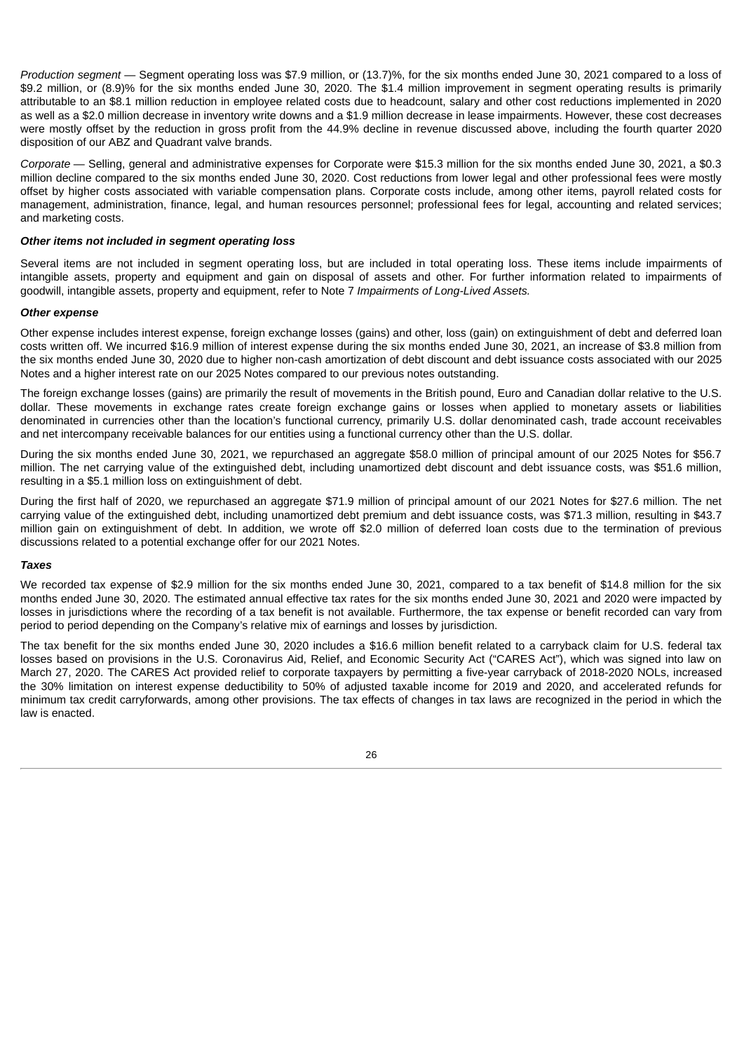*Production segment* — Segment operating loss was $7.9 million, or (13.7)%, for the six months ended June 30, 2021 compared to a loss of $9.2 million, or (8.9)% for the six months ended June 30, 2020. The $1.4 million improvement in segment operating results is primarily attributable to an $8.1 million reduction in employee related costs due to headcount, salary and other cost reductions implemented in 2020 as well as a $2.0 million decrease in inventory write downs and a $1.9 million decrease in lease impairments. However, these cost decreases were mostly offset by the reduction in gross profit from the 44.9% decline in revenue discussed above, including the fourth quarter 2020 disposition of our ABZ and Quadrant valve brands.

*Corporate* — Selling, general and administrative expenses for Corporate were $15.3 million for the six months ended June 30, 2021, a $0.3 million decline compared to the six months ended June 30, 2020. Cost reductions from lower legal and other professional fees were mostly offset by higher costs associated with variable compensation plans. Corporate costs include, among other items, payroll related costs for management, administration, finance, legal, and human resources personnel; professional fees for legal, accounting and related services; and marketing costs.

***Other items not included in segment operating loss***

Several items are not included in segment operating loss, but are included in total operating loss. These items include impairments of intangible assets, property and equipment and gain on disposal of assets and other. For further information related to impairments of goodwill, intangible assets, property and equipment, refer to Note 7 *Impairments of Long-Lived Assets.*

***Other expense***

Other expense includes interest expense, foreign exchange losses (gains) and other, loss (gain) on extinguishment of debt and deferred loan costs written off. We incurred $16.9 million of interest expense during the six months ended June 30, 2021, an increase of $3.8 million from the six months ended June 30, 2020 due to higher non-cash amortization of debt discount and debt issuance costs associated with our 2025 Notes and a higher interest rate on our 2025 Notes compared to our previous notes outstanding.

The foreign exchange losses (gains) are primarily the result of movements in the British pound, Euro and Canadian dollar relative to the U.S. dollar. These movements in exchange rates create foreign exchange gains or losses when applied to monetary assets or liabilities denominated in currencies other than the location's functional currency, primarily U.S. dollar denominated cash, trade account receivables and net intercompany receivable balances for our entities using a functional currency other than the U.S. dollar.

During the six months ended June 30, 2021, we repurchased an aggregate $58.0 million of principal amount of our 2025 Notes for $56.7 million. The net carrying value of the extinguished debt, including unamortized debt discount and debt issuance costs, was $51.6 million, resulting in a $5.1 million loss on extinguishment of debt.

During the first half of 2020, we repurchased an aggregate $71.9 million of principal amount of our 2021 Notes for $27.6 million. The net carrying value of the extinguished debt, including unamortized debt premium and debt issuance costs, was $71.3 million, resulting in $43.7 million gain on extinguishment of debt. In addition, we wrote off $2.0 million of deferred loan costs due to the termination of previous discussions related to a potential exchange offer for our 2021 Notes.

***Taxes***

We recorded tax expense of $2.9 million for the six months ended June 30, 2021, compared to a tax benefit of $14.8 million for the six months ended June 30, 2020. The estimated annual effective tax rates for the six months ended June 30, 2021 and 2020 were impacted by losses in jurisdictions where the recording of a tax benefit is not available. Furthermore, the tax expense or benefit recorded can vary from period to period depending on the Company's relative mix of earnings and losses by jurisdiction.

The tax benefit for the six months ended June 30, 2020 includes a $16.6 million benefit related to a carryback claim for U.S. federal tax losses based on provisions in the U.S. Coronavirus Aid, Relief, and Economic Security Act ("CARES Act"), which was signed into law on March 27, 2020. The CARES Act provided relief to corporate taxpayers by permitting a five-year carryback of 2018-2020 NOLs, increased the 30% limitation on interest expense deductibility to 50% of adjusted taxable income for 2019 and 2020, and accelerated refunds for minimum tax credit carryforwards, among other provisions. The tax effects of changes in tax laws are recognized in the period in which the law is enacted.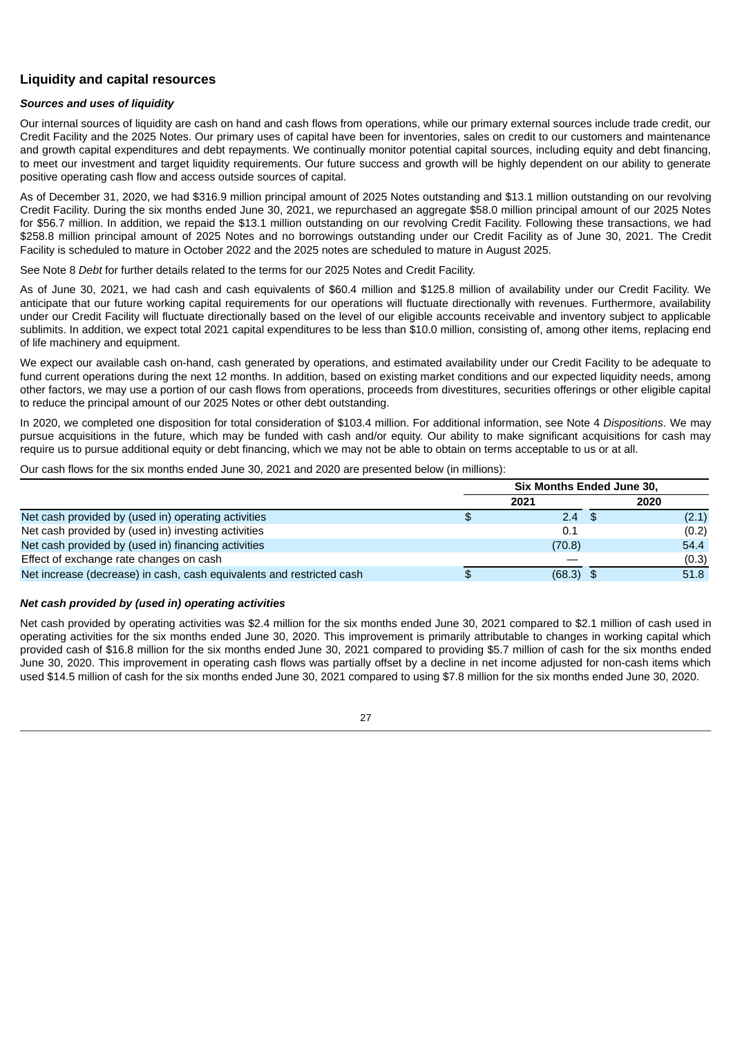## Liquidity and capital resources

### *Sources and uses of liquidity*

Our internal sources of liquidity are cash on hand and cash flows from operations, while our primary external sources include trade credit, our Credit Facility and the 2025 Notes. Our primary uses of capital have been for inventories, sales on credit to our customers and maintenance and growth capital expenditures and debt repayments. We continually monitor potential capital sources, including equity and debt financing, to meet our investment and target liquidity requirements. Our future success and growth will be highly dependent on our ability to generate positive operating cash flow and access outside sources of capital.

As of December 31, 2020, we had $316.9 million principal amount of 2025 Notes outstanding and $13.1 million outstanding on our revolving Credit Facility. During the six months ended June 30, 2021, we repurchased an aggregate $58.0 million principal amount of our 2025 Notes for $56.7 million. In addition, we repaid the $13.1 million outstanding on our revolving Credit Facility. Following these transactions, we had $258.8 million principal amount of 2025 Notes and no borrowings outstanding under our Credit Facility as of June 30, 2021. The Credit Facility is scheduled to mature in October 2022 and the 2025 notes are scheduled to mature in August 2025.

See Note 8 *Debt* for further details related to the terms for our 2025 Notes and Credit Facility.

As of June 30, 2021, we had cash and cash equivalents of $60.4 million and $125.8 million of availability under our Credit Facility. We anticipate that our future working capital requirements for our operations will fluctuate directionally with revenues. Furthermore, availability under our Credit Facility will fluctuate directionally based on the level of our eligible accounts receivable and inventory subject to applicable sublimits. In addition, we expect total 2021 capital expenditures to be less than $10.0 million, consisting of, among other items, replacing end of life machinery and equipment.

We expect our available cash on-hand, cash generated by operations, and estimated availability under our Credit Facility to be adequate to fund current operations during the next 12 months. In addition, based on existing market conditions and our expected liquidity needs, among other factors, we may use a portion of our cash flows from operations, proceeds from divestitures, securities offerings or other eligible capital to reduce the principal amount of our 2025 Notes or other debt outstanding.

In 2020, we completed one disposition for total consideration of $103.4 million. For additional information, see Note 4 *Dispositions*. We may pursue acquisitions in the future, which may be funded with cash and/or equity. Our ability to make significant acquisitions for cash may require us to pursue additional equity or debt financing, which we may not be able to obtain on terms acceptable to us or at all.

Our cash flows for the six months ended June 30, 2021 and 2020 are presented below (in millions):

| | Six Months Ended June 30, | |
|---|---|---|
| | 2021 | 2020 |
| Net cash provided by (used in) operating activities | $ 2.4 | $ (2.1) |
| Net cash provided by (used in) investing activities | 0.1 | (0.2) |
| Net cash provided by (used in) financing activities | (70.8) | 54.4 |
| Effect of exchange rate changes on cash | — | (0.3) |
| Net increase (decrease) in cash, cash equivalents and restricted cash | $ (68.3) | $ 51.8 |

### *Net cash provided by (used in) operating activities*

Net cash provided by operating activities was $2.4 million for the six months ended June 30, 2021 compared to $2.1 million of cash used in operating activities for the six months ended June 30, 2020. This improvement is primarily attributable to changes in working capital which provided cash of $16.8 million for the six months ended June 30, 2021 compared to providing $5.7 million of cash for the six months ended June 30, 2020. This improvement in operating cash flows was partially offset by a decline in net income adjusted for non-cash items which used $14.5 million of cash for the six months ended June 30, 2021 compared to using $7.8 million for the six months ended June 30, 2020.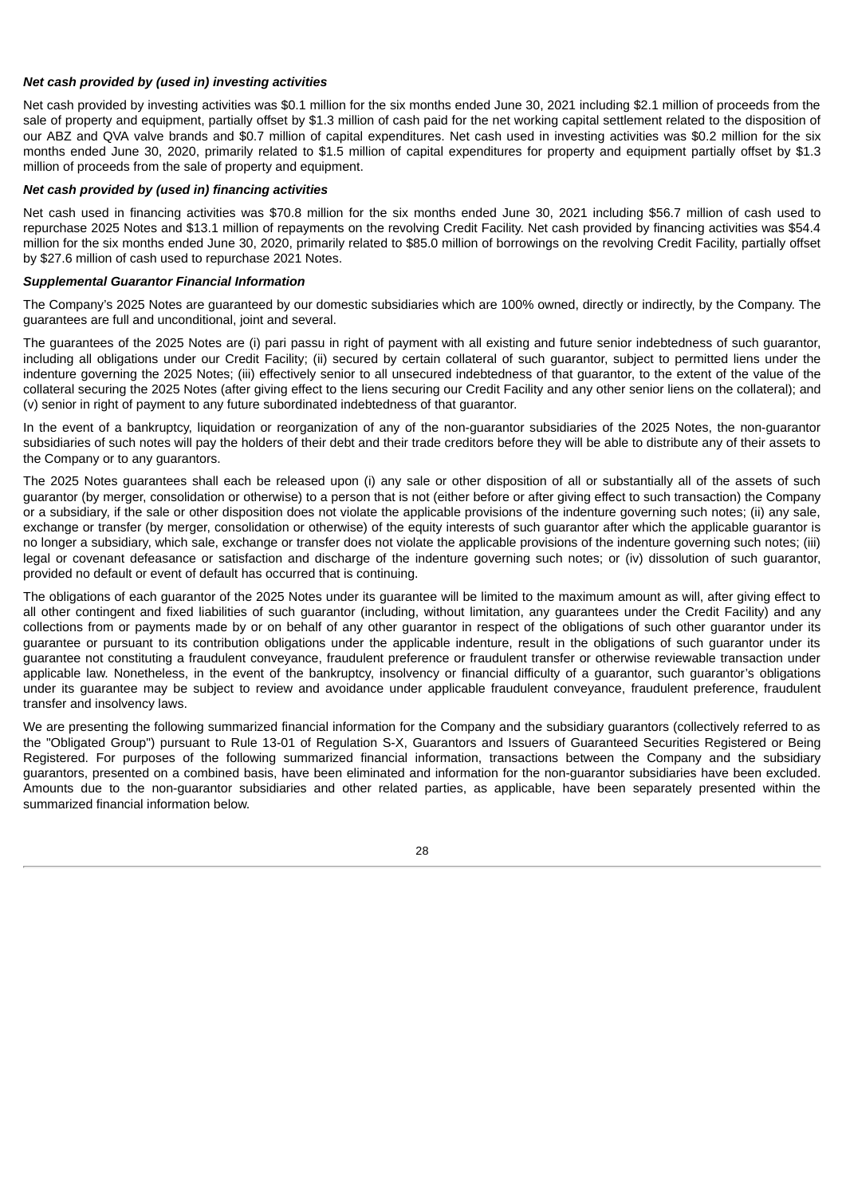***Net cash provided by (used in) investing activities***

Net cash provided by investing activities was $0.1 million for the six months ended June 30, 2021 including $2.1 million of proceeds from the sale of property and equipment, partially offset by $1.3 million of cash paid for the net working capital settlement related to the disposition of our ABZ and QVA valve brands and $0.7 million of capital expenditures. Net cash used in investing activities was $0.2 million for the six months ended June 30, 2020, primarily related to $1.5 million of capital expenditures for property and equipment partially offset by $1.3 million of proceeds from the sale of property and equipment.

***Net cash provided by (used in) financing activities***

Net cash used in financing activities was $70.8 million for the six months ended June 30, 2021 including $56.7 million of cash used to repurchase 2025 Notes and $13.1 million of repayments on the revolving Credit Facility. Net cash provided by financing activities was $54.4 million for the six months ended June 30, 2020, primarily related to $85.0 million of borrowings on the revolving Credit Facility, partially offset by $27.6 million of cash used to repurchase 2021 Notes.

***Supplemental Guarantor Financial Information***

The Company's 2025 Notes are guaranteed by our domestic subsidiaries which are 100% owned, directly or indirectly, by the Company. The guarantees are full and unconditional, joint and several.

The guarantees of the 2025 Notes are (i) pari passu in right of payment with all existing and future senior indebtedness of such guarantor, including all obligations under our Credit Facility; (ii) secured by certain collateral of such guarantor, subject to permitted liens under the indenture governing the 2025 Notes; (iii) effectively senior to all unsecured indebtedness of that guarantor, to the extent of the value of the collateral securing the 2025 Notes (after giving effect to the liens securing our Credit Facility and any other senior liens on the collateral); and (v) senior in right of payment to any future subordinated indebtedness of that guarantor.

In the event of a bankruptcy, liquidation or reorganization of any of the non-guarantor subsidiaries of the 2025 Notes, the non-guarantor subsidiaries of such notes will pay the holders of their debt and their trade creditors before they will be able to distribute any of their assets to the Company or to any guarantors.

The 2025 Notes guarantees shall each be released upon (i) any sale or other disposition of all or substantially all of the assets of such guarantor (by merger, consolidation or otherwise) to a person that is not (either before or after giving effect to such transaction) the Company or a subsidiary, if the sale or other disposition does not violate the applicable provisions of the indenture governing such notes; (ii) any sale, exchange or transfer (by merger, consolidation or otherwise) of the equity interests of such guarantor after which the applicable guarantor is no longer a subsidiary, which sale, exchange or transfer does not violate the applicable provisions of the indenture governing such notes; (iii) legal or covenant defeasance or satisfaction and discharge of the indenture governing such notes; or (iv) dissolution of such guarantor, provided no default or event of default has occurred that is continuing.

The obligations of each guarantor of the 2025 Notes under its guarantee will be limited to the maximum amount as will, after giving effect to all other contingent and fixed liabilities of such guarantor (including, without limitation, any guarantees under the Credit Facility) and any collections from or payments made by or on behalf of any other guarantor in respect of the obligations of such other guarantor under its guarantee or pursuant to its contribution obligations under the applicable indenture, result in the obligations of such guarantor under its guarantee not constituting a fraudulent conveyance, fraudulent preference or fraudulent transfer or otherwise reviewable transaction under applicable law. Nonetheless, in the event of the bankruptcy, insolvency or financial difficulty of a guarantor, such guarantor's obligations under its guarantee may be subject to review and avoidance under applicable fraudulent conveyance, fraudulent preference, fraudulent transfer and insolvency laws.

We are presenting the following summarized financial information for the Company and the subsidiary guarantors (collectively referred to as the "Obligated Group") pursuant to Rule 13-01 of Regulation S-X, Guarantors and Issuers of Guaranteed Securities Registered or Being Registered. For purposes of the following summarized financial information, transactions between the Company and the subsidiary guarantors, presented on a combined basis, have been eliminated and information for the non-guarantor subsidiaries have been excluded. Amounts due to the non-guarantor subsidiaries and other related parties, as applicable, have been separately presented within the summarized financial information below.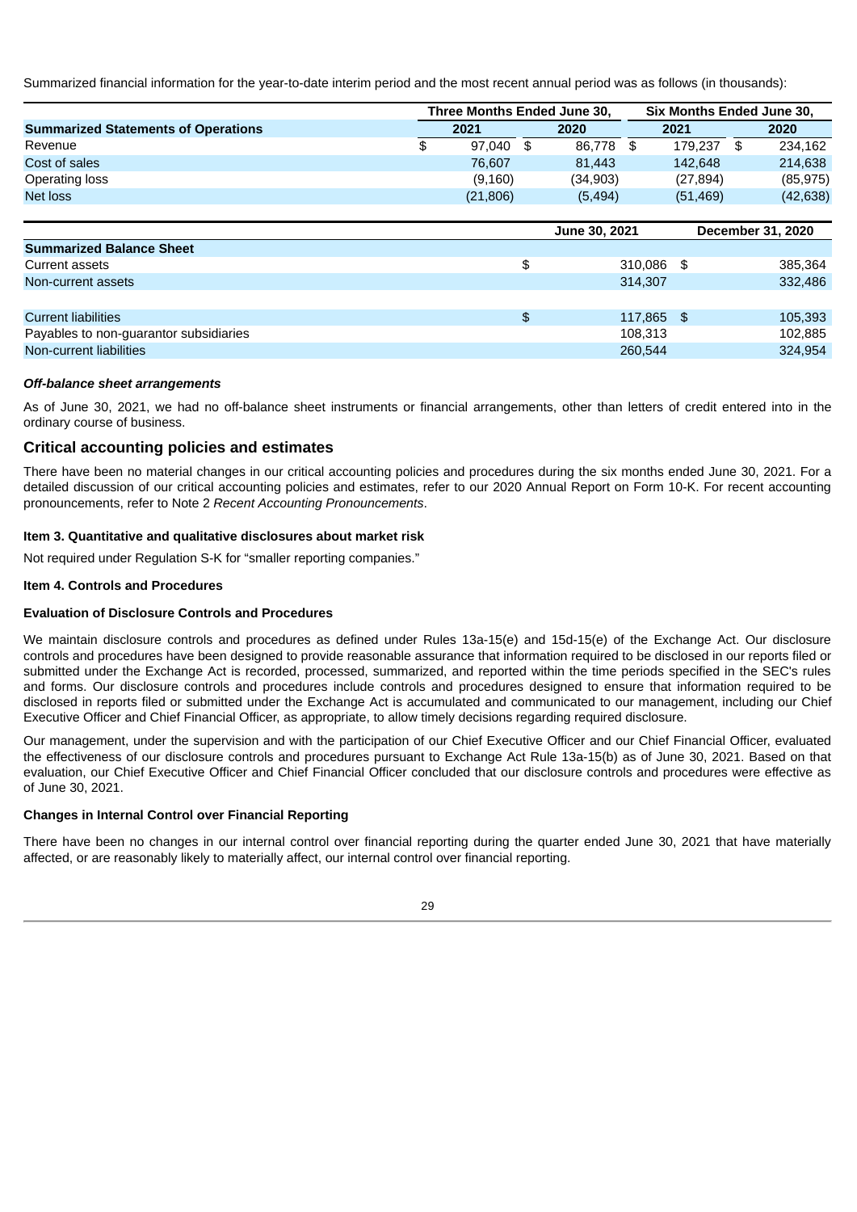Summarized financial information for the year-to-date interim period and the most recent annual period was as follows (in thousands):

| | Three Months Ended June 30, | | Six Months Ended June 30, | |
|---|---|---|---|---|
| **Summarized Statements of Operations** | **2021** | **2020** | **2021** | **2020** |
| Revenue | $ 97,040 | $ 86,778 | $ 179,237 | $ 234,162 |
| Cost of sales | 76,607 | 81,443 | 142,648 | 214,638 |
| Operating loss | (9,160) | (34,903) | (27,894) | (85,975) |
| Net loss | (21,806) | (5,494) | (51,469) | (42,638) |

| | June 30, 2021 | December 31, 2020 |
|---|---|---|
| **Summarized Balance Sheet** | | |
| Current assets | $ 310,086 | $ 385,364 |
| Non-current assets | 314,307 | 332,486 |
| | | |
| Current liabilities | $ 117,865 | $ 105,393 |
| Payables to non-guarantor subsidiaries | 108,313 | 102,885 |
| Non-current liabilities | 260,544 | 324,954 |

***Off-balance sheet arrangements***

As of June 30, 2021, we had no off-balance sheet instruments or financial arrangements, other than letters of credit entered into in the ordinary course of business.

## Critical accounting policies and estimates

There have been no material changes in our critical accounting policies and procedures during the six months ended June 30, 2021. For a detailed discussion of our critical accounting policies and estimates, refer to our 2020 Annual Report on Form 10-K. For recent accounting pronouncements, refer to Note 2 *Recent Accounting Pronouncements*.

**Item 3. Quantitative and qualitative disclosures about market risk**

Not required under Regulation S-K for "smaller reporting companies."

**Item 4. Controls and Procedures**

**Evaluation of Disclosure Controls and Procedures**

We maintain disclosure controls and procedures as defined under Rules 13a-15(e) and 15d-15(e) of the Exchange Act. Our disclosure controls and procedures have been designed to provide reasonable assurance that information required to be disclosed in our reports filed or submitted under the Exchange Act is recorded, processed, summarized, and reported within the time periods specified in the SEC's rules and forms. Our disclosure controls and procedures include controls and procedures designed to ensure that information required to be disclosed in reports filed or submitted under the Exchange Act is accumulated and communicated to our management, including our Chief Executive Officer and Chief Financial Officer, as appropriate, to allow timely decisions regarding required disclosure.

Our management, under the supervision and with the participation of our Chief Executive Officer and our Chief Financial Officer, evaluated the effectiveness of our disclosure controls and procedures pursuant to Exchange Act Rule 13a-15(b) as of June 30, 2021. Based on that evaluation, our Chief Executive Officer and Chief Financial Officer concluded that our disclosure controls and procedures were effective as of June 30, 2021.

**Changes in Internal Control over Financial Reporting**

There have been no changes in our internal control over financial reporting during the quarter ended June 30, 2021 that have materially affected, or are reasonably likely to materially affect, our internal control over financial reporting.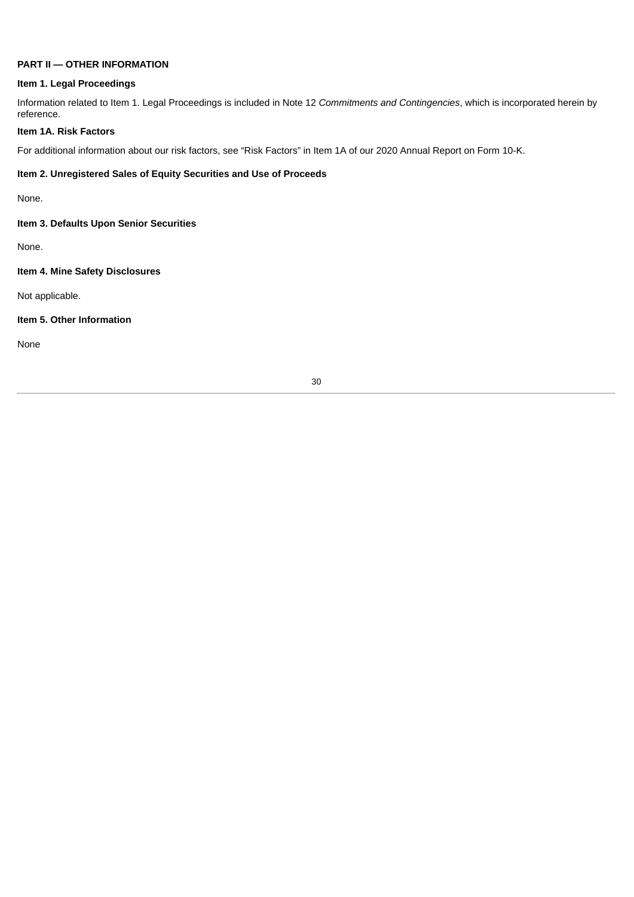## PART II — OTHER INFORMATION

### Item 1. Legal Proceedings

Information related to Item 1. Legal Proceedings is included in Note 12 *Commitments and Contingencies*, which is incorporated herein by reference.

### Item 1A. Risk Factors

For additional information about our risk factors, see "Risk Factors" in Item 1A of our 2020 Annual Report on Form 10-K.

### Item 2. Unregistered Sales of Equity Securities and Use of Proceeds

None.

### Item 3. Defaults Upon Senior Securities

None.

### Item 4. Mine Safety Disclosures

Not applicable.

### Item 5. Other Information

None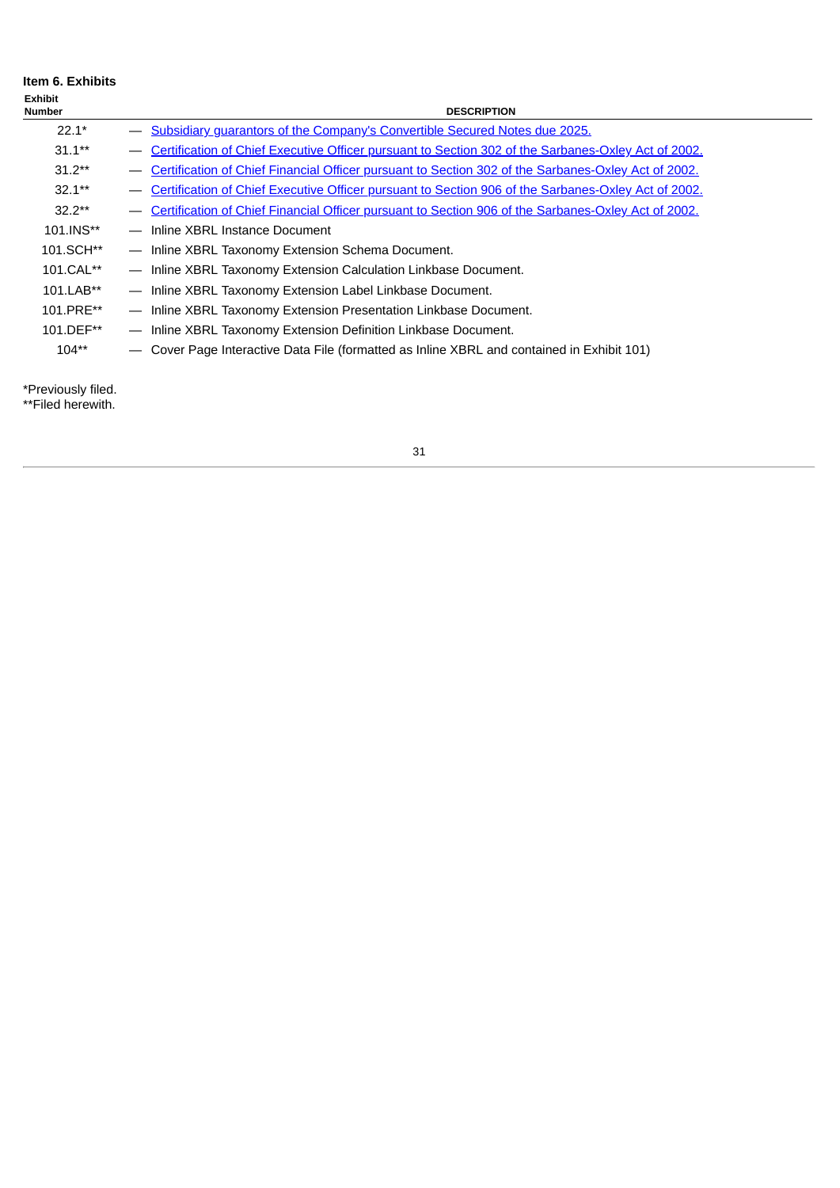**Item 6. Exhibits**

| Exhibit Number | | DESCRIPTION |
|---|---|---|
| 22.1* | — | Subsidiary guarantors of the Company's Convertible Secured Notes due 2025. |
| 31.1** | — | Certification of Chief Executive Officer pursuant to Section 302 of the Sarbanes-Oxley Act of 2002. |
| 31.2** | — | Certification of Chief Financial Officer pursuant to Section 302 of the Sarbanes-Oxley Act of 2002. |
| 32.1** | — | Certification of Chief Executive Officer pursuant to Section 906 of the Sarbanes-Oxley Act of 2002. |
| 32.2** | — | Certification of Chief Financial Officer pursuant to Section 906 of the Sarbanes-Oxley Act of 2002. |
| 101.INS** | — | Inline XBRL Instance Document |
| 101.SCH** | — | Inline XBRL Taxonomy Extension Schema Document. |
| 101.CAL** | — | Inline XBRL Taxonomy Extension Calculation Linkbase Document. |
| 101.LAB** | — | Inline XBRL Taxonomy Extension Label Linkbase Document. |
| 101.PRE** | — | Inline XBRL Taxonomy Extension Presentation Linkbase Document. |
| 101.DEF** | — | Inline XBRL Taxonomy Extension Definition Linkbase Document. |
| 104** | — | Cover Page Interactive Data File (formatted as Inline XBRL and contained in Exhibit 101) |

*Previously filed.
**Filed herewith.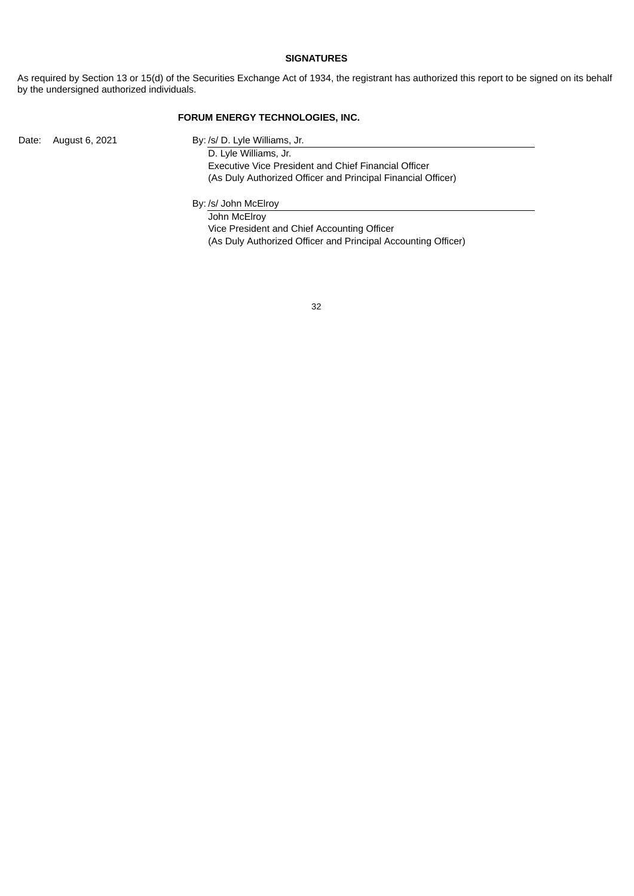## SIGNATURES

As required by Section 13 or 15(d) of the Securities Exchange Act of 1934, the registrant has authorized this report to be signed on its behalf by the undersigned authorized individuals.

**FORUM ENERGY TECHNOLOGIES, INC.**

Date: August 6, 2021

By: /s/ D. Lyle Williams, Jr.
D. Lyle Williams, Jr.
Executive Vice President and Chief Financial Officer
(As Duly Authorized Officer and Principal Financial Officer)

By: /s/ John McElroy
John McElroy
Vice President and Chief Accounting Officer
(As Duly Authorized Officer and Principal Accounting Officer)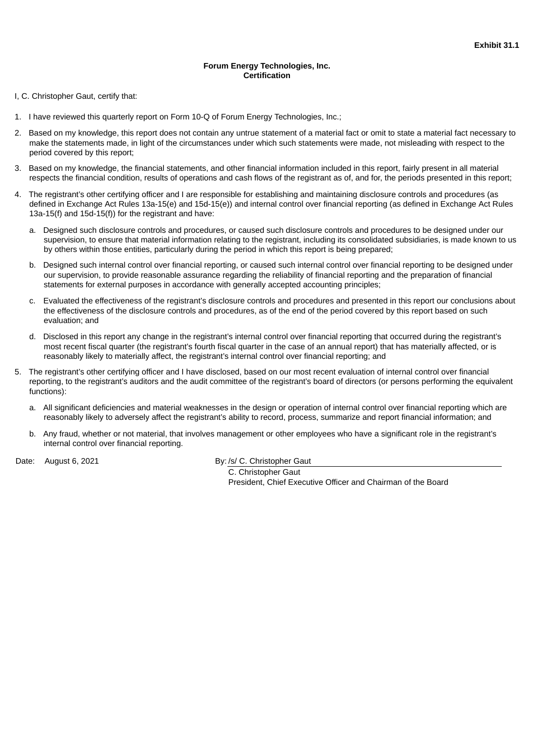**Exhibit 31.1**

**Forum Energy Technologies, Inc.**
**Certification**

I, C. Christopher Gaut, certify that:

1. I have reviewed this quarterly report on Form 10-Q of Forum Energy Technologies, Inc.;
2. Based on my knowledge, this report does not contain any untrue statement of a material fact or omit to state a material fact necessary to make the statements made, in light of the circumstances under which such statements were made, not misleading with respect to the period covered by this report;
3. Based on my knowledge, the financial statements, and other financial information included in this report, fairly present in all material respects the financial condition, results of operations and cash flows of the registrant as of, and for, the periods presented in this report;
4. The registrant's other certifying officer and I are responsible for establishing and maintaining disclosure controls and procedures (as defined in Exchange Act Rules 13a-15(e) and 15d-15(e)) and internal control over financial reporting (as defined in Exchange Act Rules 13a-15(f) and 15d-15(f)) for the registrant and have:
   a. Designed such disclosure controls and procedures, or caused such disclosure controls and procedures to be designed under our supervision, to ensure that material information relating to the registrant, including its consolidated subsidiaries, is made known to us by others within those entities, particularly during the period in which this report is being prepared;
   b. Designed such internal control over financial reporting, or caused such internal control over financial reporting to be designed under our supervision, to provide reasonable assurance regarding the reliability of financial reporting and the preparation of financial statements for external purposes in accordance with generally accepted accounting principles;
   c. Evaluated the effectiveness of the registrant's disclosure controls and procedures and presented in this report our conclusions about the effectiveness of the disclosure controls and procedures, as of the end of the period covered by this report based on such evaluation; and
   d. Disclosed in this report any change in the registrant's internal control over financial reporting that occurred during the registrant's most recent fiscal quarter (the registrant's fourth fiscal quarter in the case of an annual report) that has materially affected, or is reasonably likely to materially affect, the registrant's internal control over financial reporting; and
5. The registrant's other certifying officer and I have disclosed, based on our most recent evaluation of internal control over financial reporting, to the registrant's auditors and the audit committee of the registrant's board of directors (or persons performing the equivalent functions):
   a. All significant deficiencies and material weaknesses in the design or operation of internal control over financial reporting which are reasonably likely to adversely affect the registrant's ability to record, process, summarize and report financial information; and
   b. Any fraud, whether or not material, that involves management or other employees who have a significant role in the registrant's internal control over financial reporting.

Date: August 6, 2021

By: /s/ C. Christopher Gaut
C. Christopher Gaut
President, Chief Executive Officer and Chairman of the Board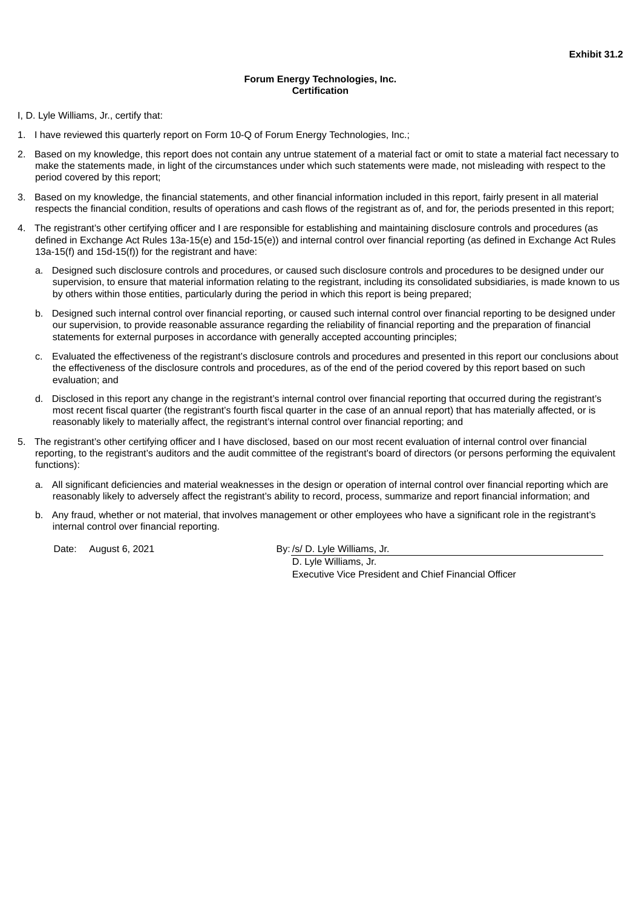**Exhibit 31.2**

**Forum Energy Technologies, Inc.**
**Certification**

I, D. Lyle Williams, Jr., certify that:

1. I have reviewed this quarterly report on Form 10-Q of Forum Energy Technologies, Inc.;

2. Based on my knowledge, this report does not contain any untrue statement of a material fact or omit to state a material fact necessary to make the statements made, in light of the circumstances under which such statements were made, not misleading with respect to the period covered by this report;

3. Based on my knowledge, the financial statements, and other financial information included in this report, fairly present in all material respects the financial condition, results of operations and cash flows of the registrant as of, and for, the periods presented in this report;

4. The registrant's other certifying officer and I are responsible for establishing and maintaining disclosure controls and procedures (as defined in Exchange Act Rules 13a-15(e) and 15d-15(e)) and internal control over financial reporting (as defined in Exchange Act Rules 13a-15(f) and 15d-15(f)) for the registrant and have:

   a. Designed such disclosure controls and procedures, or caused such disclosure controls and procedures to be designed under our supervision, to ensure that material information relating to the registrant, including its consolidated subsidiaries, is made known to us by others within those entities, particularly during the period in which this report is being prepared;

   b. Designed such internal control over financial reporting, or caused such internal control over financial reporting to be designed under our supervision, to provide reasonable assurance regarding the reliability of financial reporting and the preparation of financial statements for external purposes in accordance with generally accepted accounting principles;

   c. Evaluated the effectiveness of the registrant's disclosure controls and procedures and presented in this report our conclusions about the effectiveness of the disclosure controls and procedures, as of the end of the period covered by this report based on such evaluation; and

   d. Disclosed in this report any change in the registrant's internal control over financial reporting that occurred during the registrant's most recent fiscal quarter (the registrant's fourth fiscal quarter in the case of an annual report) that has materially affected, or is reasonably likely to materially affect, the registrant's internal control over financial reporting; and

5. The registrant's other certifying officer and I have disclosed, based on our most recent evaluation of internal control over financial reporting, to the registrant's auditors and the audit committee of the registrant's board of directors (or persons performing the equivalent functions):

   a. All significant deficiencies and material weaknesses in the design or operation of internal control over financial reporting which are reasonably likely to adversely affect the registrant's ability to record, process, summarize and report financial information; and

   b. Any fraud, whether or not material, that involves management or other employees who have a significant role in the registrant's internal control over financial reporting.

Date: August 6, 2021

By: /s/ D. Lyle Williams, Jr.
D. Lyle Williams, Jr.
Executive Vice President and Chief Financial Officer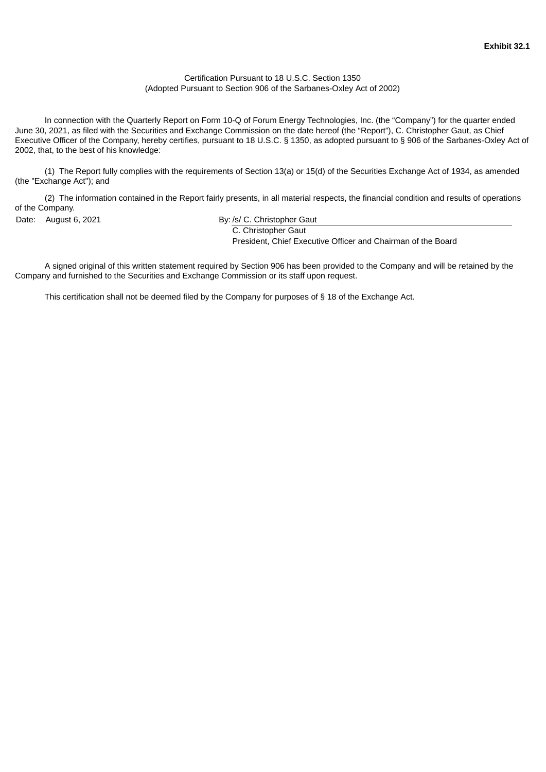**Exhibit 32.1**

Certification Pursuant to 18 U.S.C. Section 1350
(Adopted Pursuant to Section 906 of the Sarbanes-Oxley Act of 2002)

In connection with the Quarterly Report on Form 10-Q of Forum Energy Technologies, Inc. (the "Company") for the quarter ended June 30, 2021, as filed with the Securities and Exchange Commission on the date hereof (the "Report"), C. Christopher Gaut, as Chief Executive Officer of the Company, hereby certifies, pursuant to 18 U.S.C. § 1350, as adopted pursuant to § 906 of the Sarbanes-Oxley Act of 2002, that, to the best of his knowledge:

(1) The Report fully complies with the requirements of Section 13(a) or 15(d) of the Securities Exchange Act of 1934, as amended (the "Exchange Act"); and

(2) The information contained in the Report fairly presents, in all material respects, the financial condition and results of operations of the Company.

Date: August 6, 2021

By: /s/ C. Christopher Gaut
C. Christopher Gaut
President, Chief Executive Officer and Chairman of the Board

A signed original of this written statement required by Section 906 has been provided to the Company and will be retained by the Company and furnished to the Securities and Exchange Commission or its staff upon request.

This certification shall not be deemed filed by the Company for purposes of § 18 of the Exchange Act.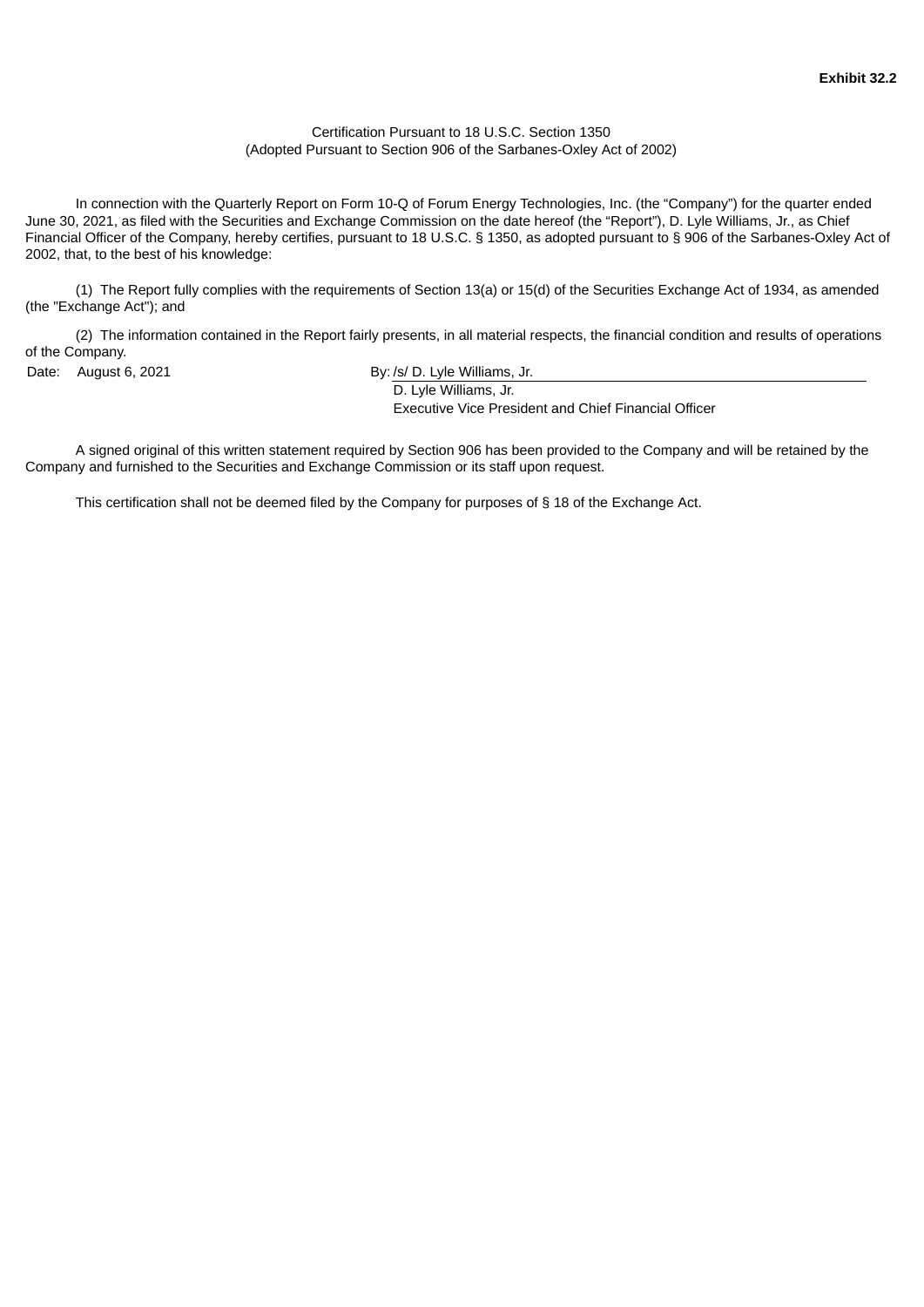**Exhibit 32.2**

Certification Pursuant to 18 U.S.C. Section 1350
(Adopted Pursuant to Section 906 of the Sarbanes-Oxley Act of 2002)

In connection with the Quarterly Report on Form 10-Q of Forum Energy Technologies, Inc. (the “Company”) for the quarter ended June 30, 2021, as filed with the Securities and Exchange Commission on the date hereof (the “Report”), D. Lyle Williams, Jr., as Chief Financial Officer of the Company, hereby certifies, pursuant to 18 U.S.C. § 1350, as adopted pursuant to § 906 of the Sarbanes-Oxley Act of 2002, that, to the best of his knowledge:

(1) The Report fully complies with the requirements of Section 13(a) or 15(d) of the Securities Exchange Act of 1934, as amended (the "Exchange Act"); and

(2) The information contained in the Report fairly presents, in all material respects, the financial condition and results of operations of the Company.

Date: August 6, 2021

By: /s/ D. Lyle Williams, Jr.
D. Lyle Williams, Jr.
Executive Vice President and Chief Financial Officer

A signed original of this written statement required by Section 906 has been provided to the Company and will be retained by the Company and furnished to the Securities and Exchange Commission or its staff upon request.

This certification shall not be deemed filed by the Company for purposes of § 18 of the Exchange Act.